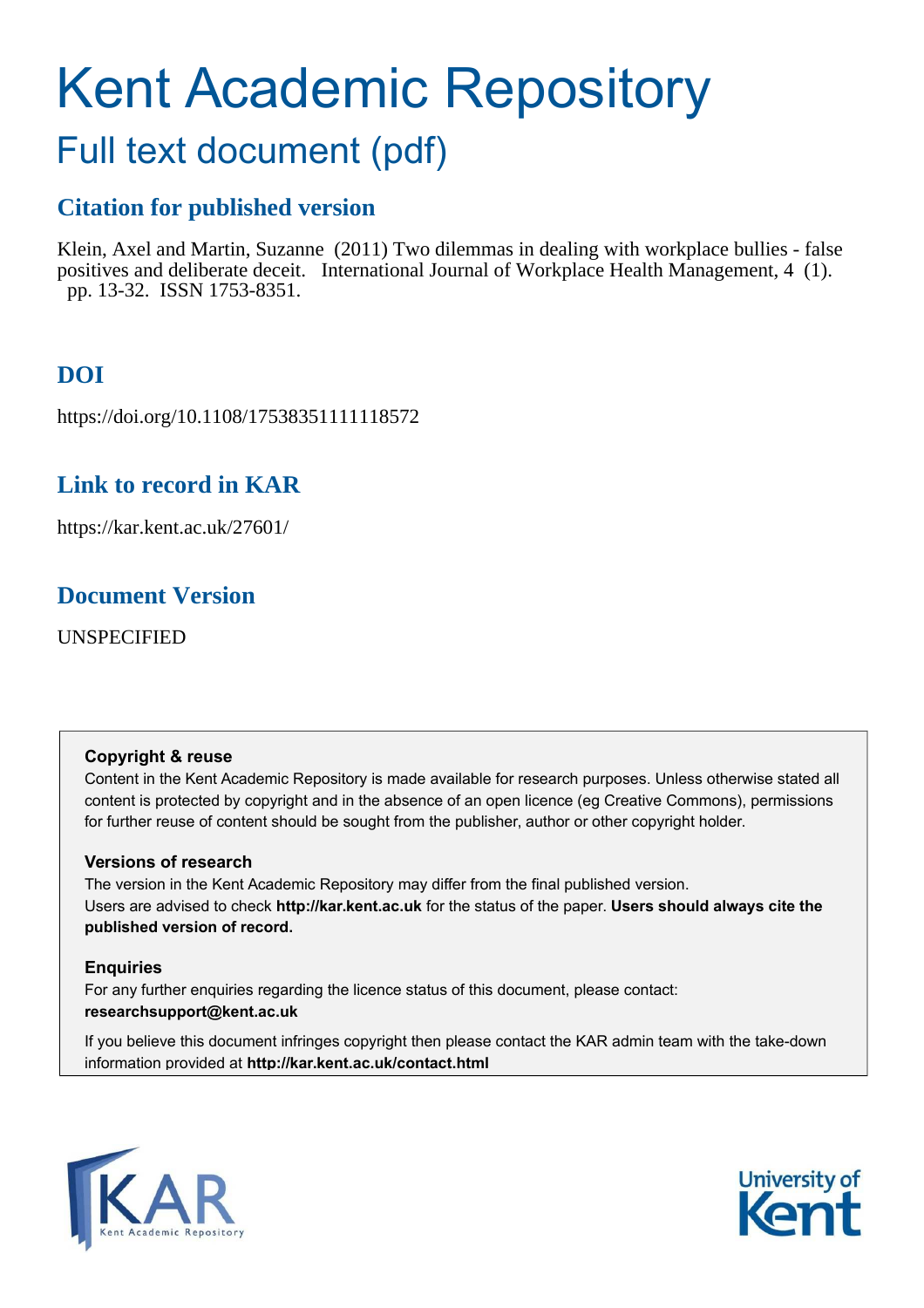# Kent Academic Repository

## Full text document (pdf)

### Citation for published version

Klein, Axel and Martin, Suzanne (2011) Two dilemmas in dealing with workplace bullies - false positives and deliberate deceit. International Journal of Workplace Health Management, 4 (1). pp. 13-32. ISSN 1753-8351.

### DOI

https://doi.org/10.1108/17538351111118572

### Link to record in KAR

https://kar.kent.ac.uk/27601/

### Document Version

UNSPECIFIED

**Copyright & reuse**

Content in the Kent Academic Repository is made available for research purposes. Unless otherwise stated all content is protected by copyright and in the absence of an open licence (eg Creative Commons), permissions for further reuse of content should be sought from the publisher, author or other copyright holder.

**Versions of research**

The version in the Kent Academic Repository may differ from the final published version. Users are advised to check **http://kar.kent.ac.uk** for the status of the paper. **Users should always cite the published version of record.**

**Enquiries**

For any further enquiries regarding the licence status of this document, please contact: **researchsupport@kent.ac.uk**

If you believe this document infringes copyright then please contact the KAR admin team with the take-down information provided at **http://kar.kent.ac.uk/contact.html**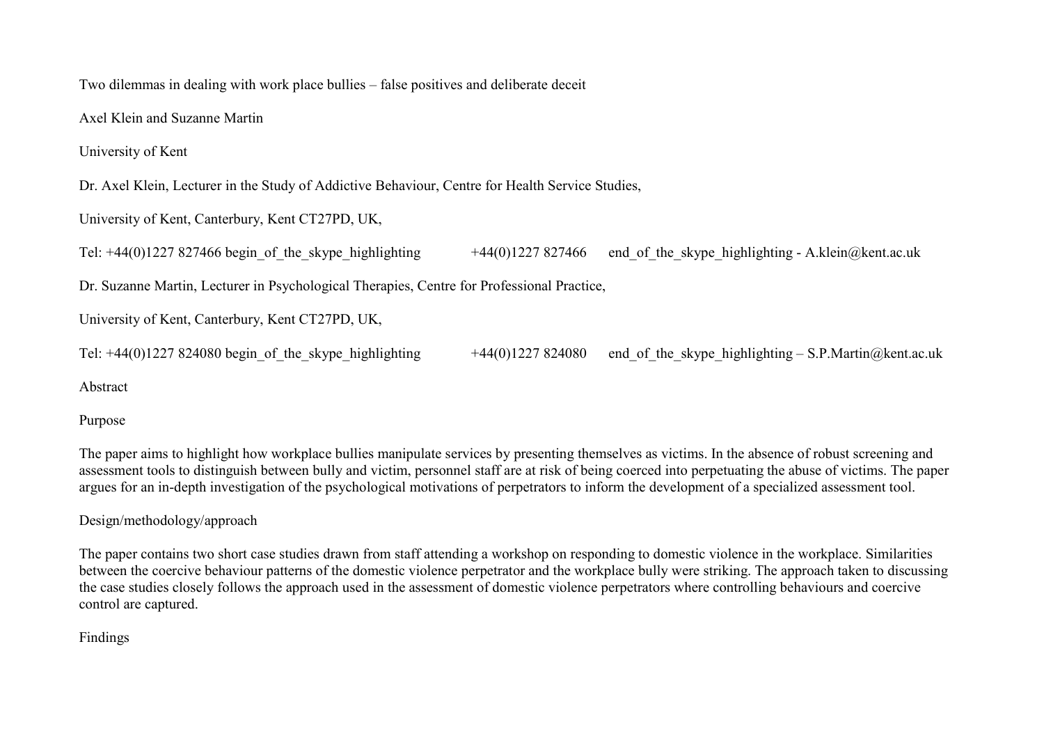# Two dilemmas in dealing with work place bullies – false positives and deliberate deceit

Axel Klein and Suzanne Martin

University of Kent

Dr. Axel Klein, Lecturer in the Study of Addictive Behaviour, Centre for Health Service Studies,

University of Kent, Canterbury, Kent CT27PD, UK,

Tel: +44(0)1227 827466 begin_of_the_skype_highlighting +44(0)1227 827466 end_of_the_skype_highlighting - A.klein@kent.ac.uk

Dr. Suzanne Martin, Lecturer in Psychological Therapies, Centre for Professional Practice,

University of Kent, Canterbury, Kent CT27PD, UK,

Tel: +44(0)1227 824080 begin_of_the_skype_highlighting +44(0)1227 824080 end_of_the_skype_highlighting – S.P.Martin@kent.ac.uk

## Abstract

### Purpose

The paper aims to highlight how workplace bullies manipulate services by presenting themselves as victims. In the absence of robust screening and assessment tools to distinguish between bully and victim, personnel staff are at risk of being coerced into perpetuating the abuse of victims. The paper argues for an in-depth investigation of the psychological motivations of perpetrators to inform the development of a specialized assessment tool.

### Design/methodology/approach

The paper contains two short case studies drawn from staff attending a workshop on responding to domestic violence in the workplace. Similarities between the coercive behaviour patterns of the domestic violence perpetrator and the workplace bully were striking. The approach taken to discussing the case studies closely follows the approach used in the assessment of domestic violence perpetrators where controlling behaviours and coercive control are captured.

### Findings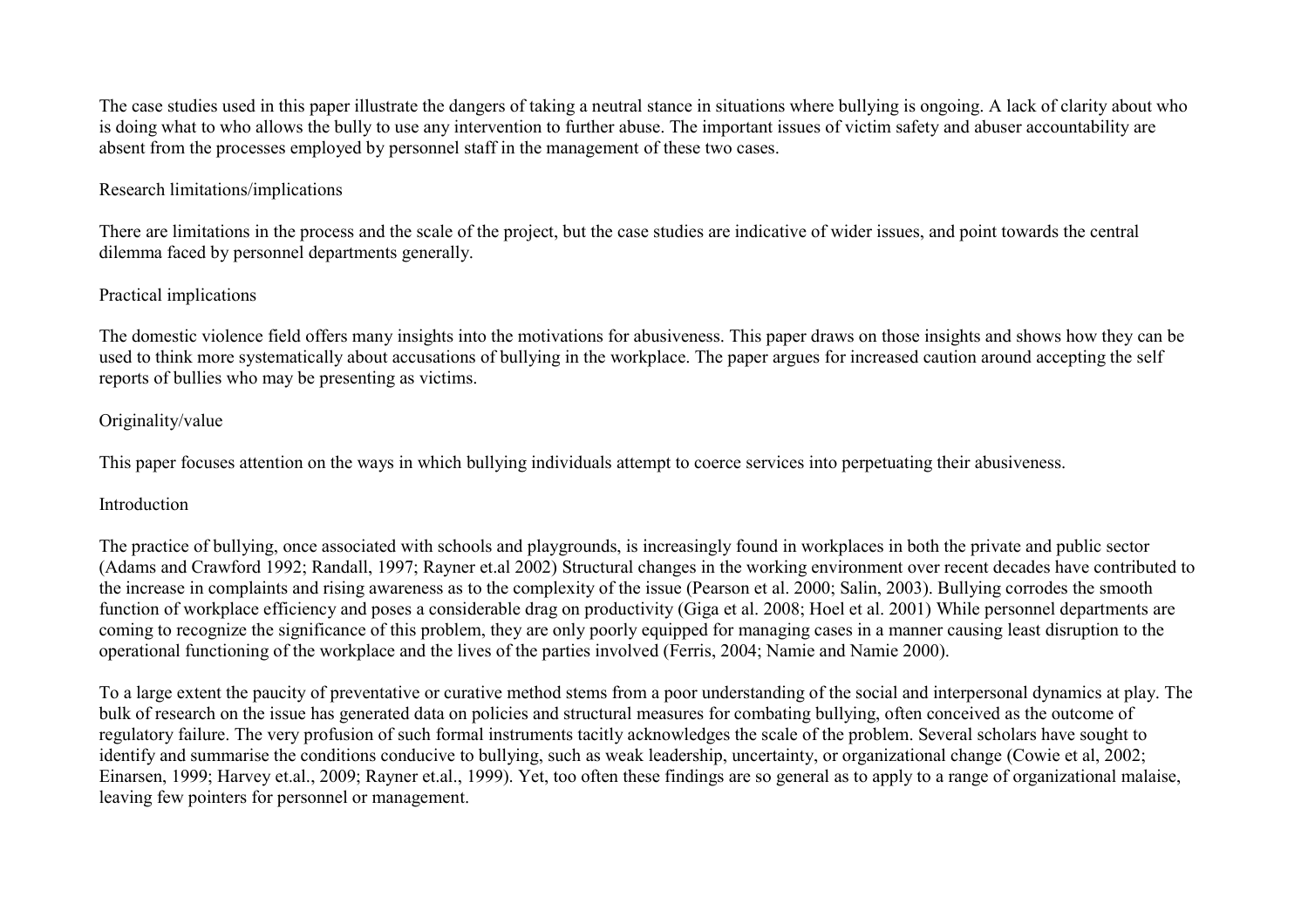The case studies used in this paper illustrate the dangers of taking a neutral stance in situations where bullying is ongoing. A lack of clarity about who is doing what to who allows the bully to use any intervention to further abuse. The important issues of victim safety and abuser accountability are absent from the processes employed by personnel staff in the management of these two cases.

## Research limitations/implications

There are limitations in the process and the scale of the project, but the case studies are indicative of wider issues, and point towards the central dilemma faced by personnel departments generally.

## Practical implications

The domestic violence field offers many insights into the motivations for abusiveness. This paper draws on those insights and shows how they can be used to think more systematically about accusations of bullying in the workplace. The paper argues for increased caution around accepting the self reports of bullies who may be presenting as victims.

## Originality/value

This paper focuses attention on the ways in which bullying individuals attempt to coerce services into perpetuating their abusiveness.

## Introduction

The practice of bullying, once associated with schools and playgrounds, is increasingly found in workplaces in both the private and public sector (Adams and Crawford 1992; Randall, 1997; Rayner et.al 2002) Structural changes in the working environment over recent decades have contributed to the increase in complaints and rising awareness as to the complexity of the issue (Pearson et al. 2000; Salin, 2003). Bullying corrodes the smooth function of workplace efficiency and poses a considerable drag on productivity (Giga et al. 2008; Hoel et al. 2001) While personnel departments are coming to recognize the significance of this problem, they are only poorly equipped for managing cases in a manner causing least disruption to the operational functioning of the workplace and the lives of the parties involved (Ferris, 2004; Namie and Namie 2000).

To a large extent the paucity of preventative or curative method stems from a poor understanding of the social and interpersonal dynamics at play. The bulk of research on the issue has generated data on policies and structural measures for combating bullying, often conceived as the outcome of regulatory failure. The very profusion of such formal instruments tacitly acknowledges the scale of the problem. Several scholars have sought to identify and summarise the conditions conducive to bullying, such as weak leadership, uncertainty, or organizational change (Cowie et al, 2002; Einarsen, 1999; Harvey et.al., 2009; Rayner et.al., 1999). Yet, too often these findings are so general as to apply to a range of organizational malaise, leaving few pointers for personnel or management.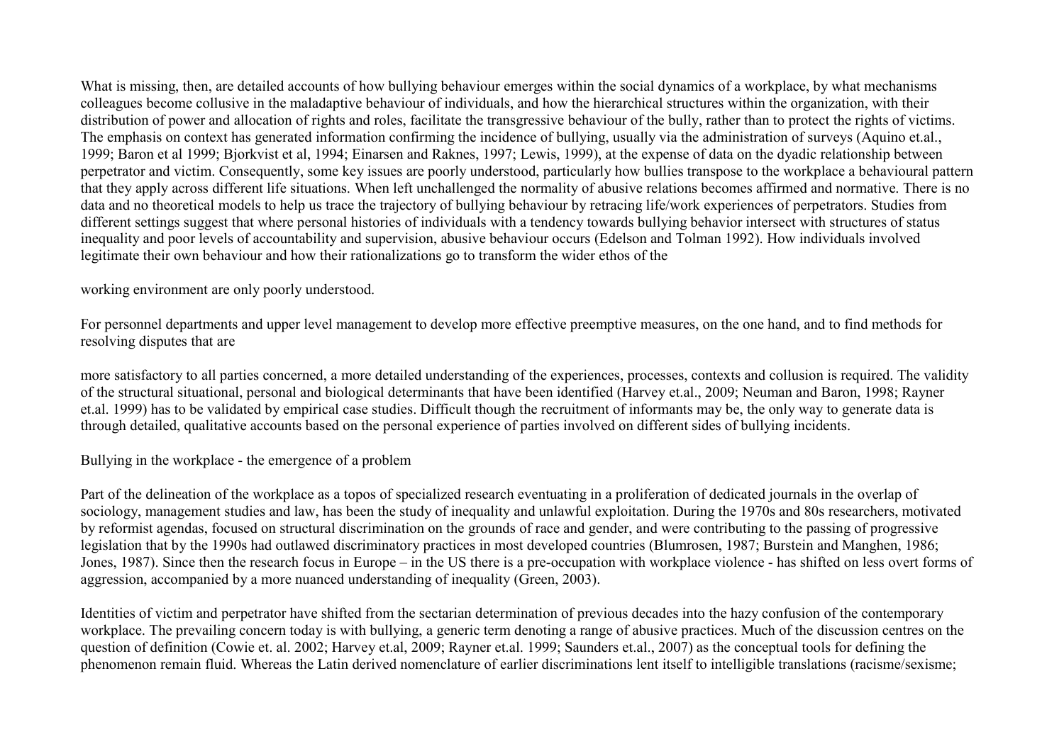What is missing, then, are detailed accounts of how bullying behaviour emerges within the social dynamics of a workplace, by what mechanisms colleagues become collusive in the maladaptive behaviour of individuals, and how the hierarchical structures within the organization, with their distribution of power and allocation of rights and roles, facilitate the transgressive behaviour of the bully, rather than to protect the rights of victims. The emphasis on context has generated information confirming the incidence of bullying, usually via the administration of surveys (Aquino et.al., 1999; Baron et al 1999; Bjorkvist et al, 1994; Einarsen and Raknes, 1997; Lewis, 1999), at the expense of data on the dyadic relationship between perpetrator and victim. Consequently, some key issues are poorly understood, particularly how bullies transpose to the workplace a behavioural pattern that they apply across different life situations. When left unchallenged the normality of abusive relations becomes affirmed and normative. There is no data and no theoretical models to help us trace the trajectory of bullying behaviour by retracing life/work experiences of perpetrators. Studies from different settings suggest that where personal histories of individuals with a tendency towards bullying behavior intersect with structures of status inequality and poor levels of accountability and supervision, abusive behaviour occurs (Edelson and Tolman 1992). How individuals involved legitimate their own behaviour and how their rationalizations go to transform the wider ethos of the working environment are only poorly understood.

For personnel departments and upper level management to develop more effective preemptive measures, on the one hand, and to find methods for resolving disputes that are more satisfactory to all parties concerned, a more detailed understanding of the experiences, processes, contexts and collusion is required. The validity of the structural situational, personal and biological determinants that have been identified (Harvey et.al., 2009; Neuman and Baron, 1998; Rayner et.al. 1999) has to be validated by empirical case studies. Difficult though the recruitment of informants may be, the only way to generate data is through detailed, qualitative accounts based on the personal experience of parties involved on different sides of bullying incidents.

## Bullying in the workplace - the emergence of a problem

Part of the delineation of the workplace as a topos of specialized research eventuating in a proliferation of dedicated journals in the overlap of sociology, management studies and law, has been the study of inequality and unlawful exploitation. During the 1970s and 80s researchers, motivated by reformist agendas, focused on structural discrimination on the grounds of race and gender, and were contributing to the passing of progressive legislation that by the 1990s had outlawed discriminatory practices in most developed countries (Blumrosen, 1987; Burstein and Manghen, 1986; Jones, 1987). Since then the research focus in Europe – in the US there is a pre-occupation with workplace violence - has shifted on less overt forms of aggression, accompanied by a more nuanced understanding of inequality (Green, 2003).

Identities of victim and perpetrator have shifted from the sectarian determination of previous decades into the hazy confusion of the contemporary workplace. The prevailing concern today is with bullying, a generic term denoting a range of abusive practices. Much of the discussion centres on the question of definition (Cowie et. al. 2002; Harvey et.al, 2009; Rayner et.al. 1999; Saunders et.al., 2007) as the conceptual tools for defining the phenomenon remain fluid. Whereas the Latin derived nomenclature of earlier discriminations lent itself to intelligible translations (racisme/sexisme;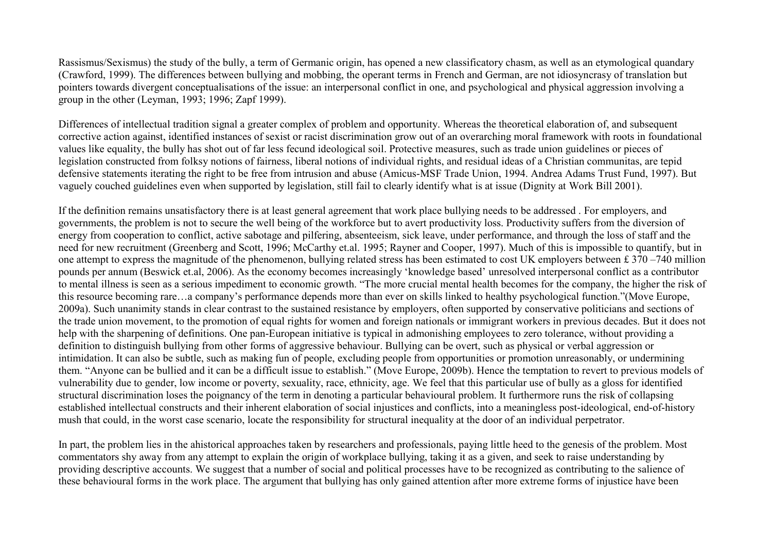Rassismus/Sexismus) the study of the bully, a term of Germanic origin, has opened a new classificatory chasm, as well as an etymological quandary (Crawford, 1999). The differences between bullying and mobbing, the operant terms in French and German, are not idiosyncrasy of translation but pointers towards divergent conceptualisations of the issue: an interpersonal conflict in one, and psychological and physical aggression involving a group in the other (Leyman, 1993; 1996; Zapf 1999).

Differences of intellectual tradition signal a greater complex of problem and opportunity. Whereas the theoretical elaboration of, and subsequent corrective action against, identified instances of sexist or racist discrimination grow out of an overarching moral framework with roots in foundational values like equality, the bully has shot out of far less fecund ideological soil. Protective measures, such as trade union guidelines or pieces of legislation constructed from folksy notions of fairness, liberal notions of individual rights, and residual ideas of a Christian communitas, are tepid defensive statements iterating the right to be free from intrusion and abuse (Amicus-MSF Trade Union, 1994. Andrea Adams Trust Fund, 1997). But vaguely couched guidelines even when supported by legislation, still fail to clearly identify what is at issue (Dignity at Work Bill 2001).

If the definition remains unsatisfactory there is at least general agreement that work place bullying needs to be addressed . For employers, and governments, the problem is not to secure the well being of the workforce but to avert productivity loss. Productivity suffers from the diversion of energy from cooperation to conflict, active sabotage and pilfering, absenteeism, sick leave, under performance, and through the loss of staff and the need for new recruitment (Greenberg and Scott, 1996; McCarthy et.al. 1995; Rayner and Cooper, 1997). Much of this is impossible to quantify, but in one attempt to express the magnitude of the phenomenon, bullying related stress has been estimated to cost UK employers between £ 370 –740 million pounds per annum (Beswick et.al, 2006). As the economy becomes increasingly 'knowledge based' unresolved interpersonal conflict as a contributor to mental illness is seen as a serious impediment to economic growth. "The more crucial mental health becomes for the company, the higher the risk of this resource becoming rare…a company's performance depends more than ever on skills linked to healthy psychological function."(Move Europe, 2009a). Such unanimity stands in clear contrast to the sustained resistance by employers, often supported by conservative politicians and sections of the trade union movement, to the promotion of equal rights for women and foreign nationals or immigrant workers in previous decades. But it does not help with the sharpening of definitions. One pan-European initiative is typical in admonishing employees to zero tolerance, without providing a definition to distinguish bullying from other forms of aggressive behaviour. Bullying can be overt, such as physical or verbal aggression or intimidation. It can also be subtle, such as making fun of people, excluding people from opportunities or promotion unreasonably, or undermining them. "Anyone can be bullied and it can be a difficult issue to establish." (Move Europe, 2009b). Hence the temptation to revert to previous models of vulnerability due to gender, low income or poverty, sexuality, race, ethnicity, age. We feel that this particular use of bully as a gloss for identified structural discrimination loses the poignancy of the term in denoting a particular behavioural problem. It furthermore runs the risk of collapsing established intellectual constructs and their inherent elaboration of social injustices and conflicts, into a meaningless post-ideological, end-of-history mush that could, in the worst case scenario, locate the responsibility for structural inequality at the door of an individual perpetrator.

In part, the problem lies in the ahistorical approaches taken by researchers and professionals, paying little heed to the genesis of the problem. Most commentators shy away from any attempt to explain the origin of workplace bullying, taking it as a given, and seek to raise understanding by providing descriptive accounts. We suggest that a number of social and political processes have to be recognized as contributing to the salience of these behavioural forms in the work place. The argument that bullying has only gained attention after more extreme forms of injustice have been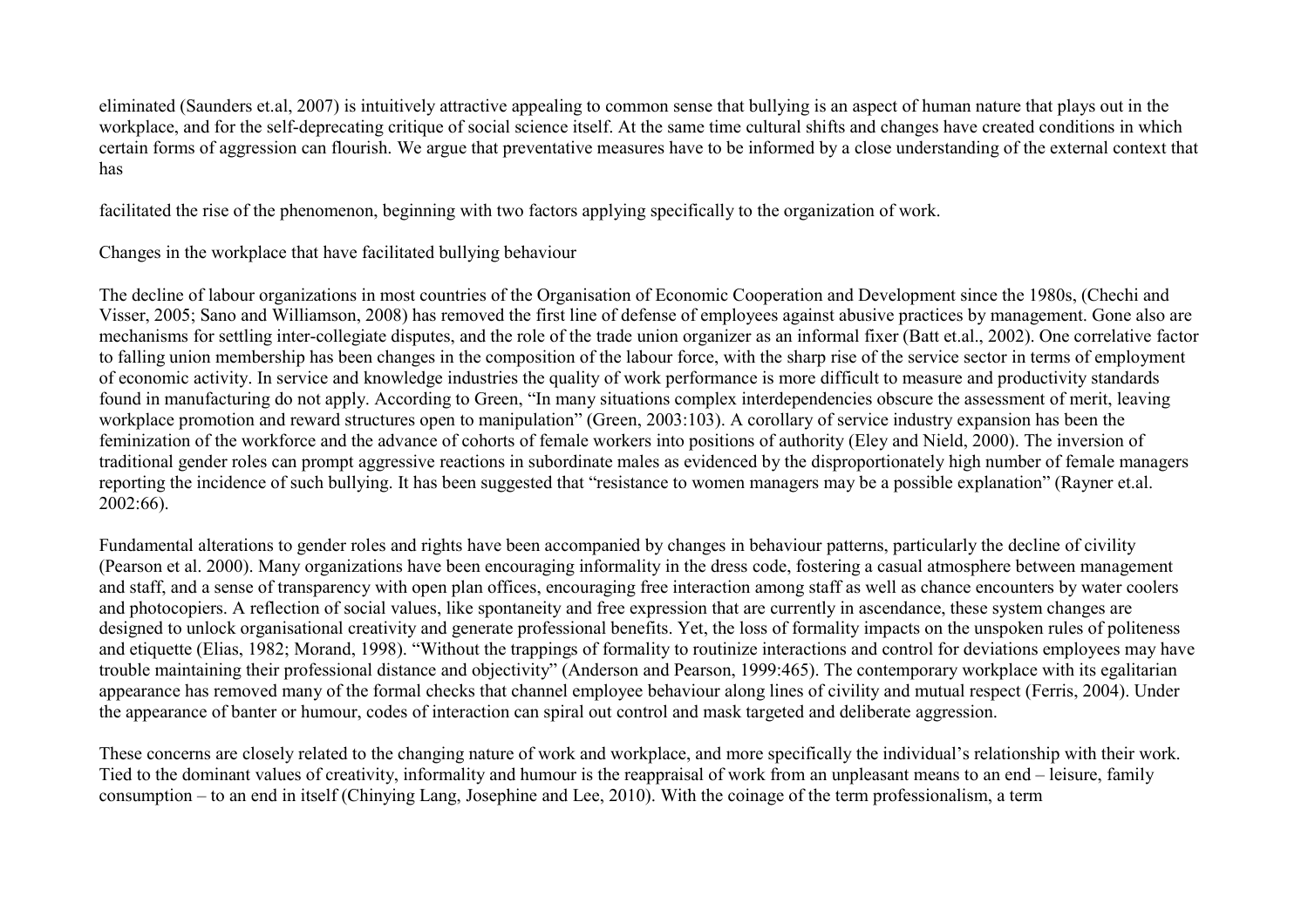eliminated (Saunders et.al, 2007) is intuitively attractive appealing to common sense that bullying is an aspect of human nature that plays out in the workplace, and for the self-deprecating critique of social science itself. At the same time cultural shifts and changes have created conditions in which certain forms of aggression can flourish. We argue that preventative measures have to be informed by a close understanding of the external context that has facilitated the rise of the phenomenon, beginning with two factors applying specifically to the organization of work.

## Changes in the workplace that have facilitated bullying behaviour

The decline of labour organizations in most countries of the Organisation of Economic Cooperation and Development since the 1980s, (Chechi and Visser, 2005; Sano and Williamson, 2008) has removed the first line of defense of employees against abusive practices by management. Gone also are mechanisms for settling inter-collegiate disputes, and the role of the trade union organizer as an informal fixer (Batt et.al., 2002). One correlative factor to falling union membership has been changes in the composition of the labour force, with the sharp rise of the service sector in terms of employment of economic activity. In service and knowledge industries the quality of work performance is more difficult to measure and productivity standards found in manufacturing do not apply. According to Green, "In many situations complex interdependencies obscure the assessment of merit, leaving workplace promotion and reward structures open to manipulation" (Green, 2003:103). A corollary of service industry expansion has been the feminization of the workforce and the advance of cohorts of female workers into positions of authority (Eley and Nield, 2000). The inversion of traditional gender roles can prompt aggressive reactions in subordinate males as evidenced by the disproportionately high number of female managers reporting the incidence of such bullying. It has been suggested that "resistance to women managers may be a possible explanation" (Rayner et.al. 2002:66).

Fundamental alterations to gender roles and rights have been accompanied by changes in behaviour patterns, particularly the decline of civility (Pearson et al. 2000). Many organizations have been encouraging informality in the dress code, fostering a casual atmosphere between management and staff, and a sense of transparency with open plan offices, encouraging free interaction among staff as well as chance encounters by water coolers and photocopiers. A reflection of social values, like spontaneity and free expression that are currently in ascendance, these system changes are designed to unlock organisational creativity and generate professional benefits. Yet, the loss of formality impacts on the unspoken rules of politeness and etiquette (Elias, 1982; Morand, 1998). "Without the trappings of formality to routinize interactions and control for deviations employees may have trouble maintaining their professional distance and objectivity" (Anderson and Pearson, 1999:465). The contemporary workplace with its egalitarian appearance has removed many of the formal checks that channel employee behaviour along lines of civility and mutual respect (Ferris, 2004). Under the appearance of banter or humour, codes of interaction can spiral out control and mask targeted and deliberate aggression.

These concerns are closely related to the changing nature of work and workplace, and more specifically the individual's relationship with their work. Tied to the dominant values of creativity, informality and humour is the reappraisal of work from an unpleasant means to an end – leisure, family consumption – to an end in itself (Chinying Lang, Josephine and Lee, 2010). With the coinage of the term professionalism, a term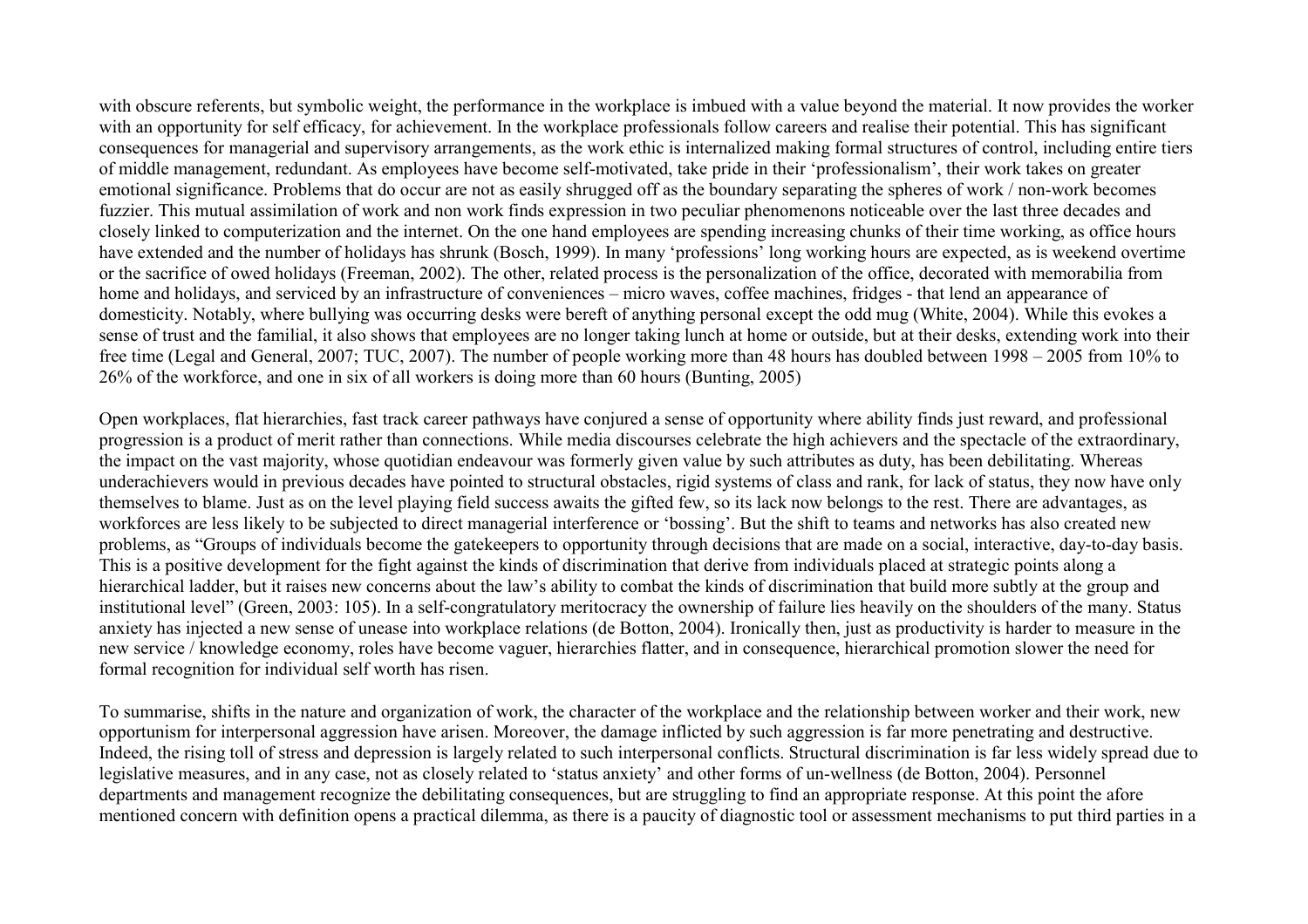with obscure referents, but symbolic weight, the performance in the workplace is imbued with a value beyond the material. It now provides the worker with an opportunity for self efficacy, for achievement. In the workplace professionals follow careers and realise their potential. This has significant consequences for managerial and supervisory arrangements, as the work ethic is internalized making formal structures of control, including entire tiers of middle management, redundant. As employees have become self-motivated, take pride in their 'professionalism', their work takes on greater emotional significance. Problems that do occur are not as easily shrugged off as the boundary separating the spheres of work / non-work becomes fuzzier. This mutual assimilation of work and non work finds expression in two peculiar phenomenons noticeable over the last three decades and closely linked to computerization and the internet. On the one hand employees are spending increasing chunks of their time working, as office hours have extended and the number of holidays has shrunk (Bosch, 1999). In many 'professions' long working hours are expected, as is weekend overtime or the sacrifice of owed holidays (Freeman, 2002). The other, related process is the personalization of the office, decorated with memorabilia from home and holidays, and serviced by an infrastructure of conveniences – micro waves, coffee machines, fridges - that lend an appearance of domesticity. Notably, where bullying was occurring desks were bereft of anything personal except the odd mug (White, 2004). While this evokes a sense of trust and the familial, it also shows that employees are no longer taking lunch at home or outside, but at their desks, extending work into their free time (Legal and General, 2007; TUC, 2007). The number of people working more than 48 hours has doubled between 1998 – 2005 from 10% to 26% of the workforce, and one in six of all workers is doing more than 60 hours (Bunting, 2005)

Open workplaces, flat hierarchies, fast track career pathways have conjured a sense of opportunity where ability finds just reward, and professional progression is a product of merit rather than connections. While media discourses celebrate the high achievers and the spectacle of the extraordinary, the impact on the vast majority, whose quotidian endeavour was formerly given value by such attributes as duty, has been debilitating. Whereas underachievers would in previous decades have pointed to structural obstacles, rigid systems of class and rank, for lack of status, they now have only themselves to blame. Just as on the level playing field success awaits the gifted few, so its lack now belongs to the rest. There are advantages, as workforces are less likely to be subjected to direct managerial interference or 'bossing'. But the shift to teams and networks has also created new problems, as "Groups of individuals become the gatekeepers to opportunity through decisions that are made on a social, interactive, day-to-day basis. This is a positive development for the fight against the kinds of discrimination that derive from individuals placed at strategic points along a hierarchical ladder, but it raises new concerns about the law's ability to combat the kinds of discrimination that build more subtly at the group and institutional level" (Green, 2003: 105). In a self-congratulatory meritocracy the ownership of failure lies heavily on the shoulders of the many. Status anxiety has injected a new sense of unease into workplace relations (de Botton, 2004). Ironically then, just as productivity is harder to measure in the new service / knowledge economy, roles have become vaguer, hierarchies flatter, and in consequence, hierarchical promotion slower the need for formal recognition for individual self worth has risen.

To summarise, shifts in the nature and organization of work, the character of the workplace and the relationship between worker and their work, new opportunism for interpersonal aggression have arisen. Moreover, the damage inflicted by such aggression is far more penetrating and destructive. Indeed, the rising toll of stress and depression is largely related to such interpersonal conflicts. Structural discrimination is far less widely spread due to legislative measures, and in any case, not as closely related to 'status anxiety' and other forms of un-wellness (de Botton, 2004). Personnel departments and management recognize the debilitating consequences, but are struggling to find an appropriate response. At this point the afore mentioned concern with definition opens a practical dilemma, as there is a paucity of diagnostic tool or assessment mechanisms to put third parties in a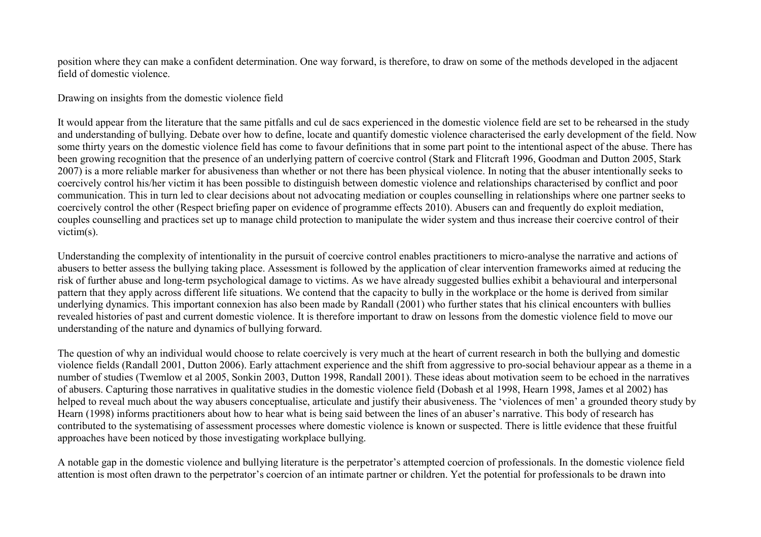position where they can make a confident determination. One way forward, is therefore, to draw on some of the methods developed in the adjacent field of domestic violence.

## Drawing on insights from the domestic violence field

It would appear from the literature that the same pitfalls and cul de sacs experienced in the domestic violence field are set to be rehearsed in the study and understanding of bullying. Debate over how to define, locate and quantify domestic violence characterised the early development of the field. Now some thirty years on the domestic violence field has come to favour definitions that in some part point to the intentional aspect of the abuse. There has been growing recognition that the presence of an underlying pattern of coercive control (Stark and Flitcraft 1996, Goodman and Dutton 2005, Stark 2007) is a more reliable marker for abusiveness than whether or not there has been physical violence. In noting that the abuser intentionally seeks to coercively control his/her victim it has been possible to distinguish between domestic violence and relationships characterised by conflict and poor communication. This in turn led to clear decisions about not advocating mediation or couples counselling in relationships where one partner seeks to coercively control the other (Respect briefing paper on evidence of programme effects 2010). Abusers can and frequently do exploit mediation, couples counselling and practices set up to manage child protection to manipulate the wider system and thus increase their coercive control of their victim(s).

Understanding the complexity of intentionality in the pursuit of coercive control enables practitioners to micro-analyse the narrative and actions of abusers to better assess the bullying taking place. Assessment is followed by the application of clear intervention frameworks aimed at reducing the risk of further abuse and long-term psychological damage to victims. As we have already suggested bullies exhibit a behavioural and interpersonal pattern that they apply across different life situations. We contend that the capacity to bully in the workplace or the home is derived from similar underlying dynamics. This important connexion has also been made by Randall (2001) who further states that his clinical encounters with bullies revealed histories of past and current domestic violence. It is therefore important to draw on lessons from the domestic violence field to move our understanding of the nature and dynamics of bullying forward.

The question of why an individual would choose to relate coercively is very much at the heart of current research in both the bullying and domestic violence fields (Randall 2001, Dutton 2006). Early attachment experience and the shift from aggressive to pro-social behaviour appear as a theme in a number of studies (Twemlow et al 2005, Sonkin 2003, Dutton 1998, Randall 2001). These ideas about motivation seem to be echoed in the narratives of abusers. Capturing those narratives in qualitative studies in the domestic violence field (Dobash et al 1998, Hearn 1998, James et al 2002) has helped to reveal much about the way abusers conceptualise, articulate and justify their abusiveness. The 'violences of men' a grounded theory study by Hearn (1998) informs practitioners about how to hear what is being said between the lines of an abuser's narrative. This body of research has contributed to the systematising of assessment processes where domestic violence is known or suspected. There is little evidence that these fruitful approaches have been noticed by those investigating workplace bullying.

A notable gap in the domestic violence and bullying literature is the perpetrator's attempted coercion of professionals. In the domestic violence field attention is most often drawn to the perpetrator's coercion of an intimate partner or children. Yet the potential for professionals to be drawn into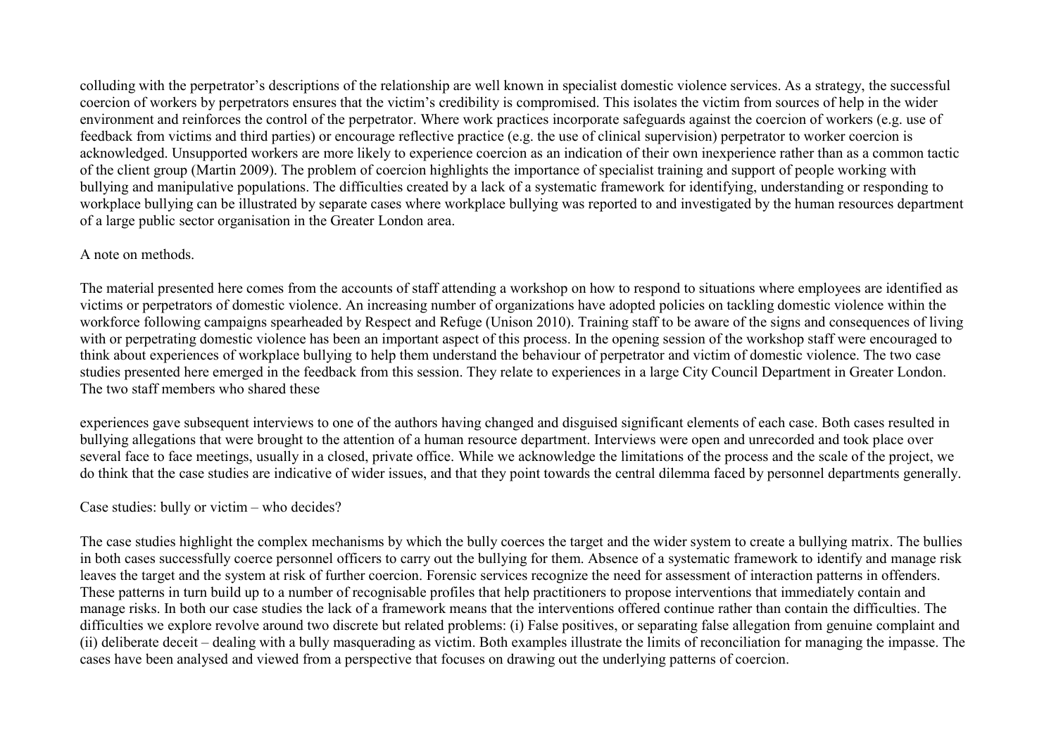colluding with the perpetrator's descriptions of the relationship are well known in specialist domestic violence services. As a strategy, the successful coercion of workers by perpetrators ensures that the victim's credibility is compromised. This isolates the victim from sources of help in the wider environment and reinforces the control of the perpetrator. Where work practices incorporate safeguards against the coercion of workers (e.g. use of feedback from victims and third parties) or encourage reflective practice (e.g. the use of clinical supervision) perpetrator to worker coercion is acknowledged. Unsupported workers are more likely to experience coercion as an indication of their own inexperience rather than as a common tactic of the client group (Martin 2009). The problem of coercion highlights the importance of specialist training and support of people working with bullying and manipulative populations. The difficulties created by a lack of a systematic framework for identifying, understanding or responding to workplace bullying can be illustrated by separate cases where workplace bullying was reported to and investigated by the human resources department of a large public sector organisation in the Greater London area.

A note on methods.

The material presented here comes from the accounts of staff attending a workshop on how to respond to situations where employees are identified as victims or perpetrators of domestic violence. An increasing number of organizations have adopted policies on tackling domestic violence within the workforce following campaigns spearheaded by Respect and Refuge (Unison 2010). Training staff to be aware of the signs and consequences of living with or perpetrating domestic violence has been an important aspect of this process. In the opening session of the workshop staff were encouraged to think about experiences of workplace bullying to help them understand the behaviour of perpetrator and victim of domestic violence. The two case studies presented here emerged in the feedback from this session. They relate to experiences in a large City Council Department in Greater London. The two staff members who shared these experiences gave subsequent interviews to one of the authors having changed and disguised significant elements of each case. Both cases resulted in bullying allegations that were brought to the attention of a human resource department. Interviews were open and unrecorded and took place over several face to face meetings, usually in a closed, private office. While we acknowledge the limitations of the process and the scale of the project, we do think that the case studies are indicative of wider issues, and that they point towards the central dilemma faced by personnel departments generally.

Case studies: bully or victim – who decides?

The case studies highlight the complex mechanisms by which the bully coerces the target and the wider system to create a bullying matrix. The bullies in both cases successfully coerce personnel officers to carry out the bullying for them. Absence of a systematic framework to identify and manage risk leaves the target and the system at risk of further coercion. Forensic services recognize the need for assessment of interaction patterns in offenders. These patterns in turn build up to a number of recognisable profiles that help practitioners to propose interventions that immediately contain and manage risks. In both our case studies the lack of a framework means that the interventions offered continue rather than contain the difficulties. The difficulties we explore revolve around two discrete but related problems: (i) False positives, or separating false allegation from genuine complaint and (ii) deliberate deceit – dealing with a bully masquerading as victim. Both examples illustrate the limits of reconciliation for managing the impasse. The cases have been analysed and viewed from a perspective that focuses on drawing out the underlying patterns of coercion.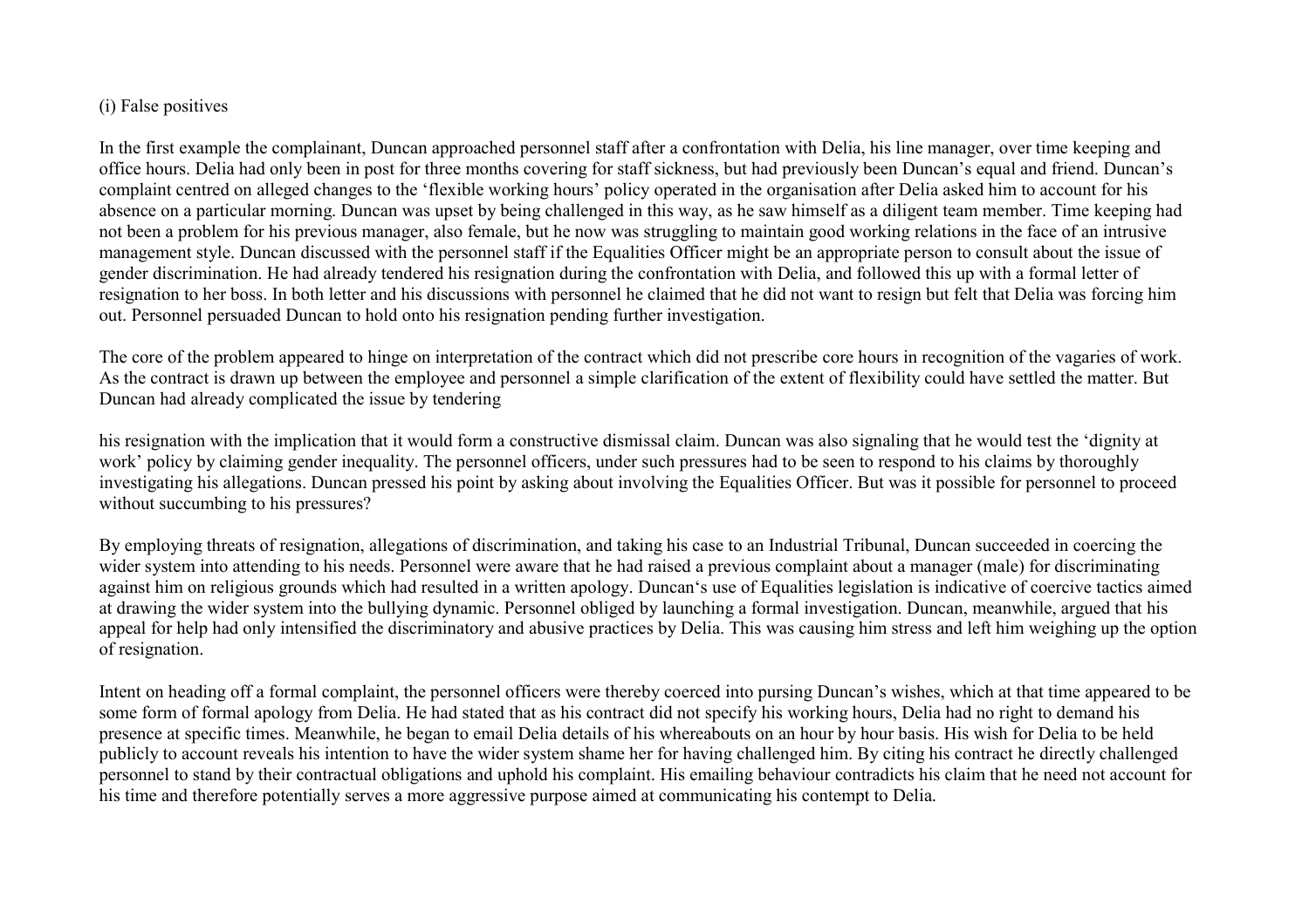### (i) False positives

In the first example the complainant, Duncan approached personnel staff after a confrontation with Delia, his line manager, over time keeping and office hours. Delia had only been in post for three months covering for staff sickness, but had previously been Duncan's equal and friend. Duncan's complaint centred on alleged changes to the 'flexible working hours' policy operated in the organisation after Delia asked him to account for his absence on a particular morning. Duncan was upset by being challenged in this way, as he saw himself as a diligent team member. Time keeping had not been a problem for his previous manager, also female, but he now was struggling to maintain good working relations in the face of an intrusive management style. Duncan discussed with the personnel staff if the Equalities Officer might be an appropriate person to consult about the issue of gender discrimination. He had already tendered his resignation during the confrontation with Delia, and followed this up with a formal letter of resignation to her boss. In both letter and his discussions with personnel he claimed that he did not want to resign but felt that Delia was forcing him out. Personnel persuaded Duncan to hold onto his resignation pending further investigation.

The core of the problem appeared to hinge on interpretation of the contract which did not prescribe core hours in recognition of the vagaries of work. As the contract is drawn up between the employee and personnel a simple clarification of the extent of flexibility could have settled the matter. But Duncan had already complicated the issue by tendering his resignation with the implication that it would form a constructive dismissal claim. Duncan was also signaling that he would test the 'dignity at work' policy by claiming gender inequality. The personnel officers, under such pressures had to be seen to respond to his claims by thoroughly investigating his allegations. Duncan pressed his point by asking about involving the Equalities Officer. But was it possible for personnel to proceed without succumbing to his pressures?

By employing threats of resignation, allegations of discrimination, and taking his case to an Industrial Tribunal, Duncan succeeded in coercing the wider system into attending to his needs. Personnel were aware that he had raised a previous complaint about a manager (male) for discriminating against him on religious grounds which had resulted in a written apology. Duncan's use of Equalities legislation is indicative of coercive tactics aimed at drawing the wider system into the bullying dynamic. Personnel obliged by launching a formal investigation. Duncan, meanwhile, argued that his appeal for help had only intensified the discriminatory and abusive practices by Delia. This was causing him stress and left him weighing up the option of resignation.

Intent on heading off a formal complaint, the personnel officers were thereby coerced into pursing Duncan's wishes, which at that time appeared to be some form of formal apology from Delia. He had stated that as his contract did not specify his working hours, Delia had no right to demand his presence at specific times. Meanwhile, he began to email Delia details of his whereabouts on an hour by hour basis. His wish for Delia to be held publicly to account reveals his intention to have the wider system shame her for having challenged him. By citing his contract he directly challenged personnel to stand by their contractual obligations and uphold his complaint. His emailing behaviour contradicts his claim that he need not account for his time and therefore potentially serves a more aggressive purpose aimed at communicating his contempt to Delia.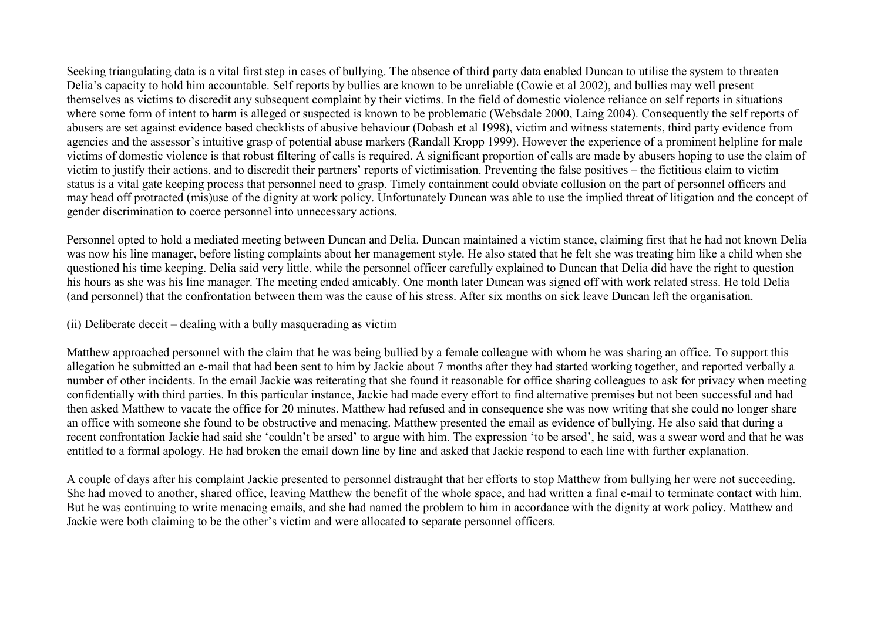Seeking triangulating data is a vital first step in cases of bullying. The absence of third party data enabled Duncan to utilise the system to threaten Delia's capacity to hold him accountable. Self reports by bullies are known to be unreliable (Cowie et al 2002), and bullies may well present themselves as victims to discredit any subsequent complaint by their victims. In the field of domestic violence reliance on self reports in situations where some form of intent to harm is alleged or suspected is known to be problematic (Websdale 2000, Laing 2004). Consequently the self reports of abusers are set against evidence based checklists of abusive behaviour (Dobash et al 1998), victim and witness statements, third party evidence from agencies and the assessor's intuitive grasp of potential abuse markers (Randall Kropp 1999). However the experience of a prominent helpline for male victims of domestic violence is that robust filtering of calls is required. A significant proportion of calls are made by abusers hoping to use the claim of victim to justify their actions, and to discredit their partners' reports of victimisation. Preventing the false positives – the fictitious claim to victim status is a vital gate keeping process that personnel need to grasp. Timely containment could obviate collusion on the part of personnel officers and may head off protracted (mis)use of the dignity at work policy. Unfortunately Duncan was able to use the implied threat of litigation and the concept of gender discrimination to coerce personnel into unnecessary actions.

Personnel opted to hold a mediated meeting between Duncan and Delia. Duncan maintained a victim stance, claiming first that he had not known Delia was now his line manager, before listing complaints about her management style. He also stated that he felt she was treating him like a child when she questioned his time keeping. Delia said very little, while the personnel officer carefully explained to Duncan that Delia did have the right to question his hours as she was his line manager. The meeting ended amicably. One month later Duncan was signed off with work related stress. He told Delia (and personnel) that the confrontation between them was the cause of his stress. After six months on sick leave Duncan left the organisation.

(ii) Deliberate deceit – dealing with a bully masquerading as victim

Matthew approached personnel with the claim that he was being bullied by a female colleague with whom he was sharing an office. To support this allegation he submitted an e-mail that had been sent to him by Jackie about 7 months after they had started working together, and reported verbally a number of other incidents. In the email Jackie was reiterating that she found it reasonable for office sharing colleagues to ask for privacy when meeting confidentially with third parties. In this particular instance, Jackie had made every effort to find alternative premises but not been successful and had then asked Matthew to vacate the office for 20 minutes. Matthew had refused and in consequence she was now writing that she could no longer share an office with someone she found to be obstructive and menacing. Matthew presented the email as evidence of bullying. He also said that during a recent confrontation Jackie had said she 'couldn't be arsed' to argue with him. The expression 'to be arsed', he said, was a swear word and that he was entitled to a formal apology. He had broken the email down line by line and asked that Jackie respond to each line with further explanation.

A couple of days after his complaint Jackie presented to personnel distraught that her efforts to stop Matthew from bullying her were not succeeding. She had moved to another, shared office, leaving Matthew the benefit of the whole space, and had written a final e-mail to terminate contact with him. But he was continuing to write menacing emails, and she had named the problem to him in accordance with the dignity at work policy. Matthew and Jackie were both claiming to be the other's victim and were allocated to separate personnel officers.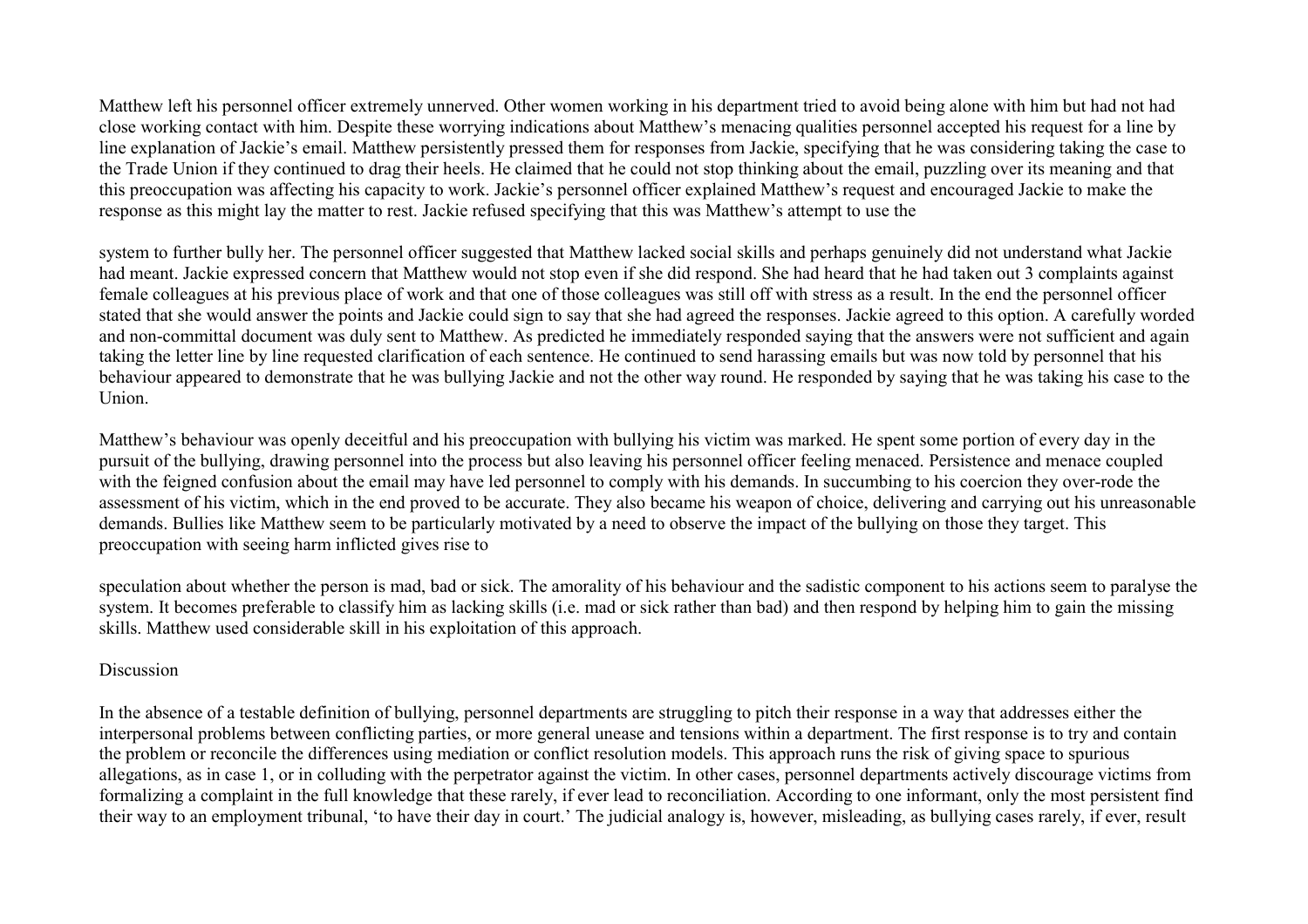Matthew left his personnel officer extremely unnerved. Other women working in his department tried to avoid being alone with him but had not had close working contact with him. Despite these worrying indications about Matthew's menacing qualities personnel accepted his request for a line by line explanation of Jackie's email. Matthew persistently pressed them for responses from Jackie, specifying that he was considering taking the case to the Trade Union if they continued to drag their heels. He claimed that he could not stop thinking about the email, puzzling over its meaning and that this preoccupation was affecting his capacity to work. Jackie's personnel officer explained Matthew's request and encouraged Jackie to make the response as this might lay the matter to rest. Jackie refused specifying that this was Matthew's attempt to use the system to further bully her. The personnel officer suggested that Matthew lacked social skills and perhaps genuinely did not understand what Jackie had meant. Jackie expressed concern that Matthew would not stop even if she did respond. She had heard that he had taken out 3 complaints against female colleagues at his previous place of work and that one of those colleagues was still off with stress as a result. In the end the personnel officer stated that she would answer the points and Jackie could sign to say that she had agreed the responses. Jackie agreed to this option. A carefully worded and non-committal document was duly sent to Matthew. As predicted he immediately responded saying that the answers were not sufficient and again taking the letter line by line requested clarification of each sentence. He continued to send harassing emails but was now told by personnel that his behaviour appeared to demonstrate that he was bullying Jackie and not the other way round. He responded by saying that he was taking his case to the Union.

Matthew's behaviour was openly deceitful and his preoccupation with bullying his victim was marked. He spent some portion of every day in the pursuit of the bullying, drawing personnel into the process but also leaving his personnel officer feeling menaced. Persistence and menace coupled with the feigned confusion about the email may have led personnel to comply with his demands. In succumbing to his coercion they over-rode the assessment of his victim, which in the end proved to be accurate. They also became his weapon of choice, delivering and carrying out his unreasonable demands. Bullies like Matthew seem to be particularly motivated by a need to observe the impact of the bullying on those they target. This preoccupation with seeing harm inflicted gives rise to speculation about whether the person is mad, bad or sick. The amorality of his behaviour and the sadistic component to his actions seem to paralyse the system. It becomes preferable to classify him as lacking skills (i.e. mad or sick rather than bad) and then respond by helping him to gain the missing skills. Matthew used considerable skill in his exploitation of this approach.

## Discussion

In the absence of a testable definition of bullying, personnel departments are struggling to pitch their response in a way that addresses either the interpersonal problems between conflicting parties, or more general unease and tensions within a department. The first response is to try and contain the problem or reconcile the differences using mediation or conflict resolution models. This approach runs the risk of giving space to spurious allegations, as in case 1, or in colluding with the perpetrator against the victim. In other cases, personnel departments actively discourage victims from formalizing a complaint in the full knowledge that these rarely, if ever lead to reconciliation. According to one informant, only the most persistent find their way to an employment tribunal, 'to have their day in court.' The judicial analogy is, however, misleading, as bullying cases rarely, if ever, result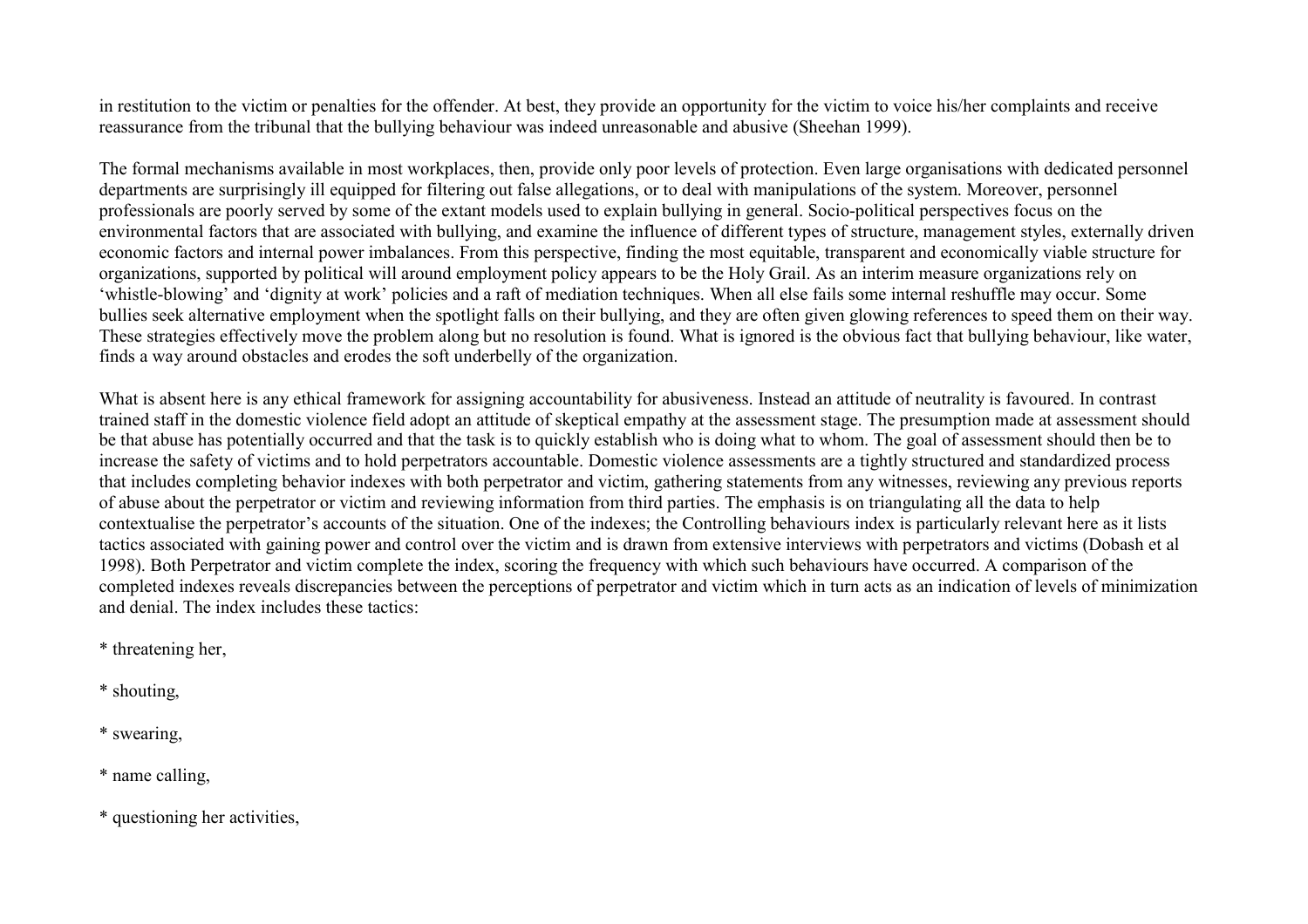in restitution to the victim or penalties for the offender. At best, they provide an opportunity for the victim to voice his/her complaints and receive reassurance from the tribunal that the bullying behaviour was indeed unreasonable and abusive (Sheehan 1999).

The formal mechanisms available in most workplaces, then, provide only poor levels of protection. Even large organisations with dedicated personnel departments are surprisingly ill equipped for filtering out false allegations, or to deal with manipulations of the system. Moreover, personnel professionals are poorly served by some of the extant models used to explain bullying in general. Socio-political perspectives focus on the environmental factors that are associated with bullying, and examine the influence of different types of structure, management styles, externally driven economic factors and internal power imbalances. From this perspective, finding the most equitable, transparent and economically viable structure for organizations, supported by political will around employment policy appears to be the Holy Grail. As an interim measure organizations rely on 'whistle-blowing' and 'dignity at work' policies and a raft of mediation techniques. When all else fails some internal reshuffle may occur. Some bullies seek alternative employment when the spotlight falls on their bullying, and they are often given glowing references to speed them on their way. These strategies effectively move the problem along but no resolution is found. What is ignored is the obvious fact that bullying behaviour, like water, finds a way around obstacles and erodes the soft underbelly of the organization.

What is absent here is any ethical framework for assigning accountability for abusiveness. Instead an attitude of neutrality is favoured. In contrast trained staff in the domestic violence field adopt an attitude of skeptical empathy at the assessment stage. The presumption made at assessment should be that abuse has potentially occurred and that the task is to quickly establish who is doing what to whom. The goal of assessment should then be to increase the safety of victims and to hold perpetrators accountable. Domestic violence assessments are a tightly structured and standardized process that includes completing behavior indexes with both perpetrator and victim, gathering statements from any witnesses, reviewing any previous reports of abuse about the perpetrator or victim and reviewing information from third parties. The emphasis is on triangulating all the data to help contextualise the perpetrator's accounts of the situation. One of the indexes; the Controlling behaviours index is particularly relevant here as it lists tactics associated with gaining power and control over the victim and is drawn from extensive interviews with perpetrators and victims (Dobash et al 1998). Both Perpetrator and victim complete the index, scoring the frequency with which such behaviours have occurred. A comparison of the completed indexes reveals discrepancies between the perceptions of perpetrator and victim which in turn acts as an indication of levels of minimization and denial. The index includes these tactics:

* threatening her,

* shouting,

* swearing,

* name calling,

* questioning her activities,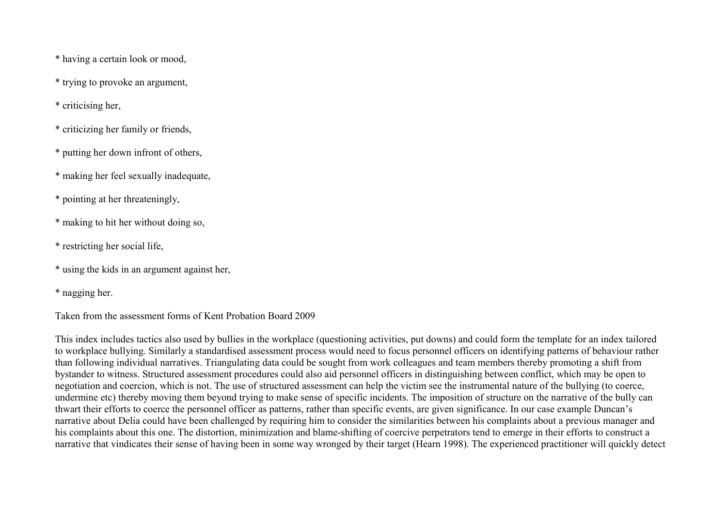* having a certain look or mood,

* trying to provoke an argument,

* criticising her,

* criticizing her family or friends,

* putting her down infront of others,

* making her feel sexually inadequate,

* pointing at her threateningly,

* making to hit her without doing so,

* restricting her social life,

* using the kids in an argument against her,

* nagging her.

Taken from the assessment forms of Kent Probation Board 2009

This index includes tactics also used by bullies in the workplace (questioning activities, put downs) and could form the template for an index tailored to workplace bullying. Similarly a standardised assessment process would need to focus personnel officers on identifying patterns of behaviour rather than following individual narratives. Triangulating data could be sought from work colleagues and team members thereby promoting a shift from bystander to witness. Structured assessment procedures could also aid personnel officers in distinguishing between conflict, which may be open to negotiation and coercion, which is not. The use of structured assessment can help the victim see the instrumental nature of the bullying (to coerce, undermine etc) thereby moving them beyond trying to make sense of specific incidents. The imposition of structure on the narrative of the bully can thwart their efforts to coerce the personnel officer as patterns, rather than specific events, are given significance. In our case example Duncan's narrative about Delia could have been challenged by requiring him to consider the similarities between his complaints about a previous manager and his complaints about this one. The distortion, minimization and blame-shifting of coercive perpetrators tend to emerge in their efforts to construct a narrative that vindicates their sense of having been in some way wronged by their target (Hearn 1998). The experienced practitioner will quickly detect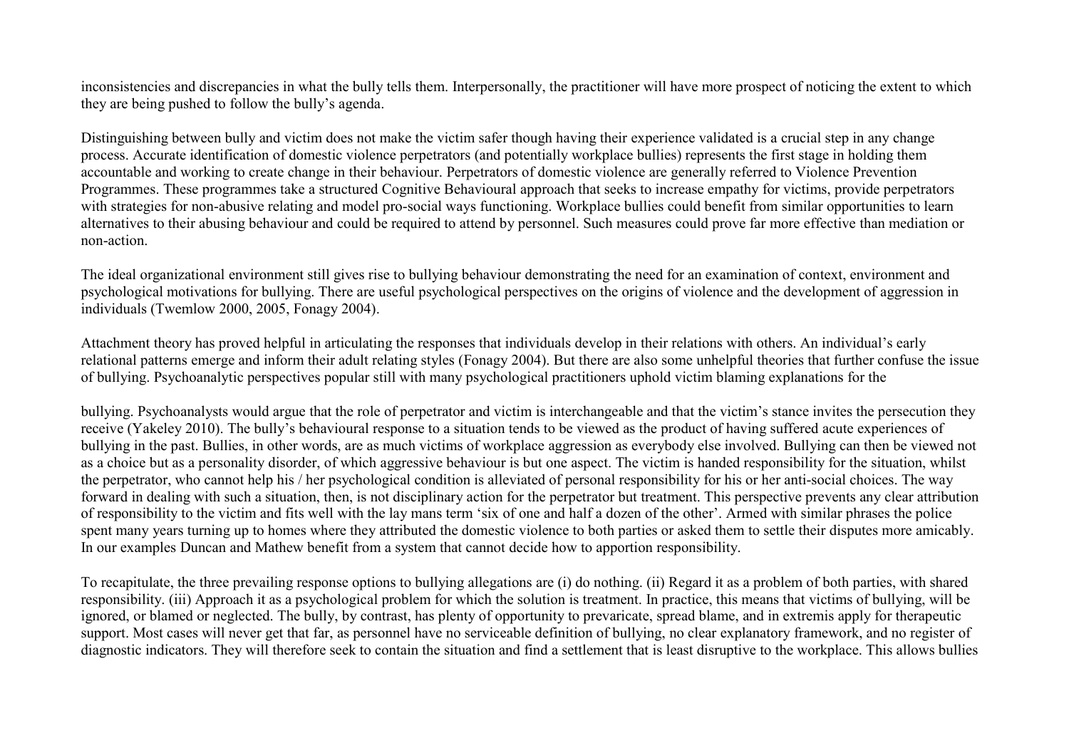inconsistencies and discrepancies in what the bully tells them. Interpersonally, the practitioner will have more prospect of noticing the extent to which they are being pushed to follow the bully's agenda.

Distinguishing between bully and victim does not make the victim safer though having their experience validated is a crucial step in any change process. Accurate identification of domestic violence perpetrators (and potentially workplace bullies) represents the first stage in holding them accountable and working to create change in their behaviour. Perpetrators of domestic violence are generally referred to Violence Prevention Programmes. These programmes take a structured Cognitive Behavioural approach that seeks to increase empathy for victims, provide perpetrators with strategies for non-abusive relating and model pro-social ways functioning. Workplace bullies could benefit from similar opportunities to learn alternatives to their abusing behaviour and could be required to attend by personnel. Such measures could prove far more effective than mediation or non-action.

The ideal organizational environment still gives rise to bullying behaviour demonstrating the need for an examination of context, environment and psychological motivations for bullying. There are useful psychological perspectives on the origins of violence and the development of aggression in individuals (Twemlow 2000, 2005, Fonagy 2004).

Attachment theory has proved helpful in articulating the responses that individuals develop in their relations with others. An individual's early relational patterns emerge and inform their adult relating styles (Fonagy 2004). But there are also some unhelpful theories that further confuse the issue of bullying. Psychoanalytic perspectives popular still with many psychological practitioners uphold victim blaming explanations for the bullying. Psychoanalysts would argue that the role of perpetrator and victim is interchangeable and that the victim's stance invites the persecution they receive (Yakeley 2010). The bully's behavioural response to a situation tends to be viewed as the product of having suffered acute experiences of bullying in the past. Bullies, in other words, are as much victims of workplace aggression as everybody else involved. Bullying can then be viewed not as a choice but as a personality disorder, of which aggressive behaviour is but one aspect. The victim is handed responsibility for the situation, whilst the perpetrator, who cannot help his / her psychological condition is alleviated of personal responsibility for his or her anti-social choices. The way forward in dealing with such a situation, then, is not disciplinary action for the perpetrator but treatment. This perspective prevents any clear attribution of responsibility to the victim and fits well with the lay mans term 'six of one and half a dozen of the other'. Armed with similar phrases the police spent many years turning up to homes where they attributed the domestic violence to both parties or asked them to settle their disputes more amicably. In our examples Duncan and Mathew benefit from a system that cannot decide how to apportion responsibility.

To recapitulate, the three prevailing response options to bullying allegations are (i) do nothing. (ii) Regard it as a problem of both parties, with shared responsibility. (iii) Approach it as a psychological problem for which the solution is treatment. In practice, this means that victims of bullying, will be ignored, or blamed or neglected. The bully, by contrast, has plenty of opportunity to prevaricate, spread blame, and in extremis apply for therapeutic support. Most cases will never get that far, as personnel have no serviceable definition of bullying, no clear explanatory framework, and no register of diagnostic indicators. They will therefore seek to contain the situation and find a settlement that is least disruptive to the workplace. This allows bullies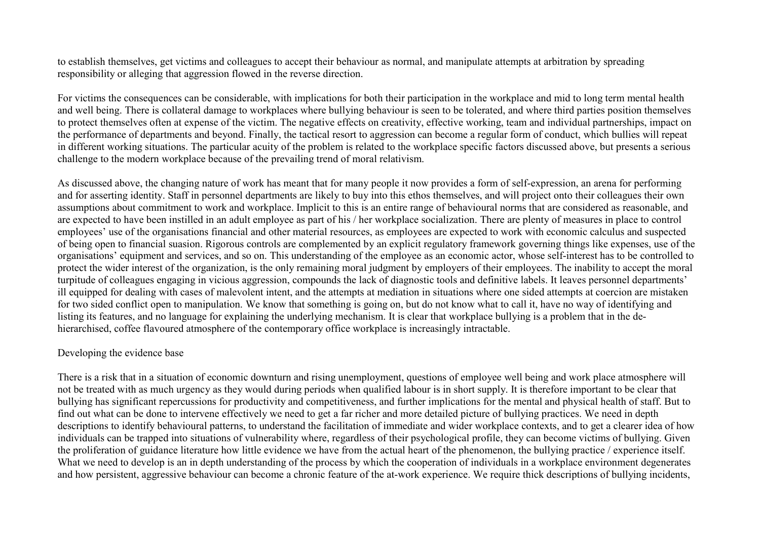to establish themselves, get victims and colleagues to accept their behaviour as normal, and manipulate attempts at arbitration by spreading responsibility or alleging that aggression flowed in the reverse direction.

For victims the consequences can be considerable, with implications for both their participation in the workplace and mid to long term mental health and well being. There is collateral damage to workplaces where bullying behaviour is seen to be tolerated, and where third parties position themselves to protect themselves often at expense of the victim. The negative effects on creativity, effective working, team and individual partnerships, impact on the performance of departments and beyond. Finally, the tactical resort to aggression can become a regular form of conduct, which bullies will repeat in different working situations. The particular acuity of the problem is related to the workplace specific factors discussed above, but presents a serious challenge to the modern workplace because of the prevailing trend of moral relativism.

As discussed above, the changing nature of work has meant that for many people it now provides a form of self-expression, an arena for performing and for asserting identity. Staff in personnel departments are likely to buy into this ethos themselves, and will project onto their colleagues their own assumptions about commitment to work and workplace. Implicit to this is an entire range of behavioural norms that are considered as reasonable, and are expected to have been instilled in an adult employee as part of his / her workplace socialization. There are plenty of measures in place to control employees' use of the organisations financial and other material resources, as employees are expected to work with economic calculus and suspected of being open to financial suasion. Rigorous controls are complemented by an explicit regulatory framework governing things like expenses, use of the organisations' equipment and services, and so on. This understanding of the employee as an economic actor, whose self-interest has to be controlled to protect the wider interest of the organization, is the only remaining moral judgment by employers of their employees. The inability to accept the moral turpitude of colleagues engaging in vicious aggression, compounds the lack of diagnostic tools and definitive labels. It leaves personnel departments' ill equipped for dealing with cases of malevolent intent, and the attempts at mediation in situations where one sided attempts at coercion are mistaken for two sided conflict open to manipulation. We know that something is going on, but do not know what to call it, have no way of identifying and listing its features, and no language for explaining the underlying mechanism. It is clear that workplace bullying is a problem that in the de-hierarchised, coffee flavoured atmosphere of the contemporary office workplace is increasingly intractable.

Developing the evidence base

There is a risk that in a situation of economic downturn and rising unemployment, questions of employee well being and work place atmosphere will not be treated with as much urgency as they would during periods when qualified labour is in short supply. It is therefore important to be clear that bullying has significant repercussions for productivity and competitiveness, and further implications for the mental and physical health of staff. But to find out what can be done to intervene effectively we need to get a far richer and more detailed picture of bullying practices. We need in depth descriptions to identify behavioural patterns, to understand the facilitation of immediate and wider workplace contexts, and to get a clearer idea of how individuals can be trapped into situations of vulnerability where, regardless of their psychological profile, they can become victims of bullying. Given the proliferation of guidance literature how little evidence we have from the actual heart of the phenomenon, the bullying practice / experience itself. What we need to develop is an in depth understanding of the process by which the cooperation of individuals in a workplace environment degenerates and how persistent, aggressive behaviour can become a chronic feature of the at-work experience. We require thick descriptions of bullying incidents,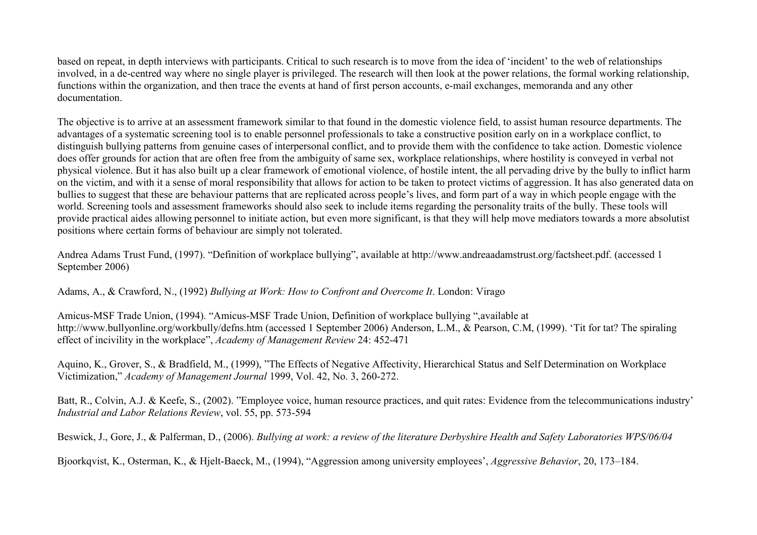based on repeat, in depth interviews with participants. Critical to such research is to move from the idea of 'incident' to the web of relationships involved, in a de-centred way where no single player is privileged. The research will then look at the power relations, the formal working relationship, functions within the organization, and then trace the events at hand of first person accounts, e-mail exchanges, memoranda and any other documentation.

The objective is to arrive at an assessment framework similar to that found in the domestic violence field, to assist human resource departments. The advantages of a systematic screening tool is to enable personnel professionals to take a constructive position early on in a workplace conflict, to distinguish bullying patterns from genuine cases of interpersonal conflict, and to provide them with the confidence to take action. Domestic violence does offer grounds for action that are often free from the ambiguity of same sex, workplace relationships, where hostility is conveyed in verbal not physical violence. But it has also built up a clear framework of emotional violence, of hostile intent, the all pervading drive by the bully to inflict harm on the victim, and with it a sense of moral responsibility that allows for action to be taken to protect victims of aggression. It has also generated data on bullies to suggest that these are behaviour patterns that are replicated across people's lives, and form part of a way in which people engage with the world. Screening tools and assessment frameworks should also seek to include items regarding the personality traits of the bully. These tools will provide practical aides allowing personnel to initiate action, but even more significant, is that they will help move mediators towards a more absolutist positions where certain forms of behaviour are simply not tolerated.

Andrea Adams Trust Fund, (1997). "Definition of workplace bullying", available at http://www.andreaadamstrust.org/factsheet.pdf. (accessed 1 September 2006)

Adams, A., & Crawford, N., (1992) *Bullying at Work: How to Confront and Overcome It*. London: Virago

Amicus-MSF Trade Union, (1994). "Amicus-MSF Trade Union, Definition of workplace bullying ",available at http://www.bullyonline.org/workbully/defns.htm (accessed 1 September 2006) Anderson, L.M., & Pearson, C.M, (1999). 'Tit for tat? The spiraling effect of incivility in the workplace", *Academy of Management Review* 24: 452-471

Aquino, K., Grover, S., & Bradfield, M., (1999), "The Effects of Negative Affectivity, Hierarchical Status and Self Determination on Workplace Victimization," *Academy of Management Journal* 1999, Vol. 42, No. 3, 260-272.

Batt, R., Colvin, A.J. & Keefe, S., (2002). "Employee voice, human resource practices, and quit rates: Evidence from the telecommunications industry' *Industrial and Labor Relations Review*, vol. 55, pp. 573-594

Beswick, J., Gore, J., & Palferman, D., (2006). *Bullying at work: a review of the literature Derbyshire Health and Safety Laboratories WPS/06/04*

Bjoorkqvist, K., Osterman, K., & Hjelt-Baeck, M., (1994), "Aggression among university employees', *Aggressive Behavior*, 20, 173–184.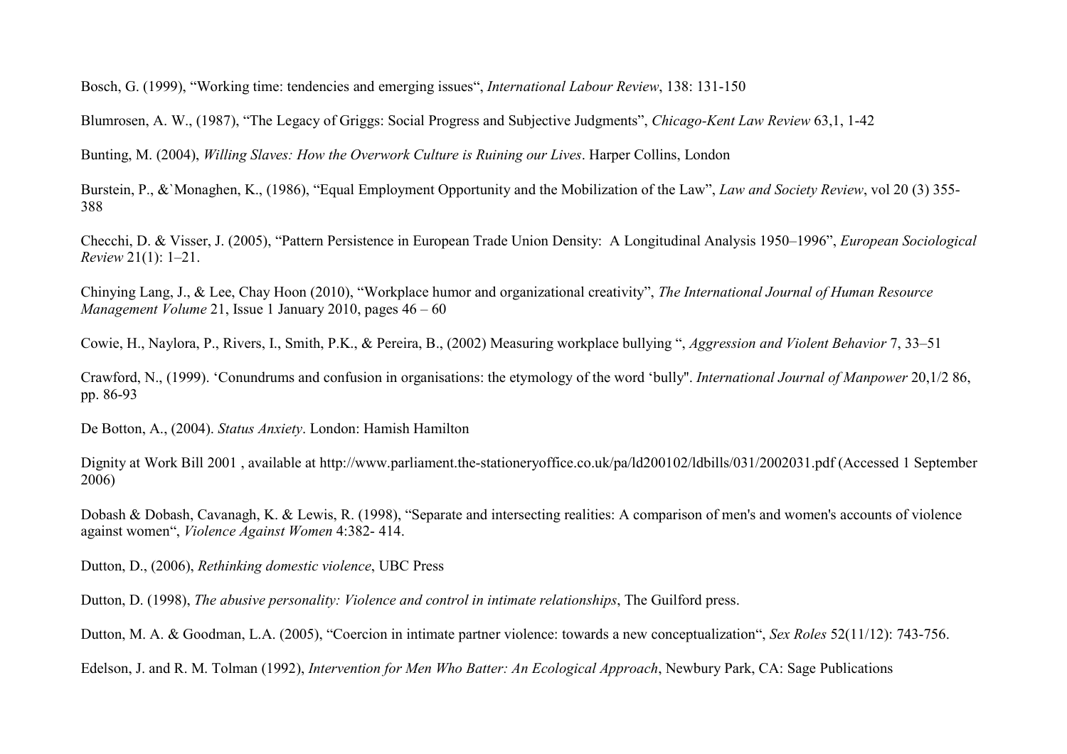Bosch, G. (1999), “Working time: tendencies and emerging issues“, *International Labour Review*, 138: 131-150

Blumrosen, A. W., (1987), “The Legacy of Griggs: Social Progress and Subjective Judgments”, *Chicago-Kent Law Review* 63,1, 1-42

Bunting, M. (2004), *Willing Slaves: How the Overwork Culture is Ruining our Lives*. Harper Collins, London

Burstein, P., &`Monaghen, K., (1986), “Equal Employment Opportunity and the Mobilization of the Law”, *Law and Society Review*, vol 20 (3) 355-388

Checchi, D. & Visser, J. (2005), “Pattern Persistence in European Trade Union Density: A Longitudinal Analysis 1950–1996”, *European Sociological Review* 21(1): 1–21.

Chinying Lang, J., & Lee, Chay Hoon (2010), “Workplace humor and organizational creativity”, *The International Journal of Human Resource Management Volume* 21, Issue 1 January 2010, pages 46 – 60

Cowie, H., Naylora, P., Rivers, I., Smith, P.K., & Pereira, B., (2002) Measuring workplace bullying “, *Aggression and Violent Behavior* 7, 33–51

Crawford, N., (1999). ‘Conundrums and confusion in organisations: the etymology of the word ‘bully''. *International Journal of Manpower* 20,1/2 86, pp. 86-93

De Botton, A., (2004). *Status Anxiety*. London: Hamish Hamilton

Dignity at Work Bill 2001 , available at http://www.parliament.the-stationeryoffice.co.uk/pa/ld200102/ldbills/031/2002031.pdf (Accessed 1 September 2006)

Dobash & Dobash, Cavanagh, K. & Lewis, R. (1998), “Separate and intersecting realities: A comparison of men's and women's accounts of violence against women“, *Violence Against Women* 4:382- 414.

Dutton, D., (2006), *Rethinking domestic violence*, UBC Press

Dutton, D. (1998), *The abusive personality: Violence and control in intimate relationships*, The Guilford press.

Dutton, M. A. & Goodman, L.A. (2005), “Coercion in intimate partner violence: towards a new conceptualization“, *Sex Roles* 52(11/12): 743-756.

Edelson, J. and R. M. Tolman (1992), *Intervention for Men Who Batter: An Ecological Approach*, Newbury Park, CA: Sage Publications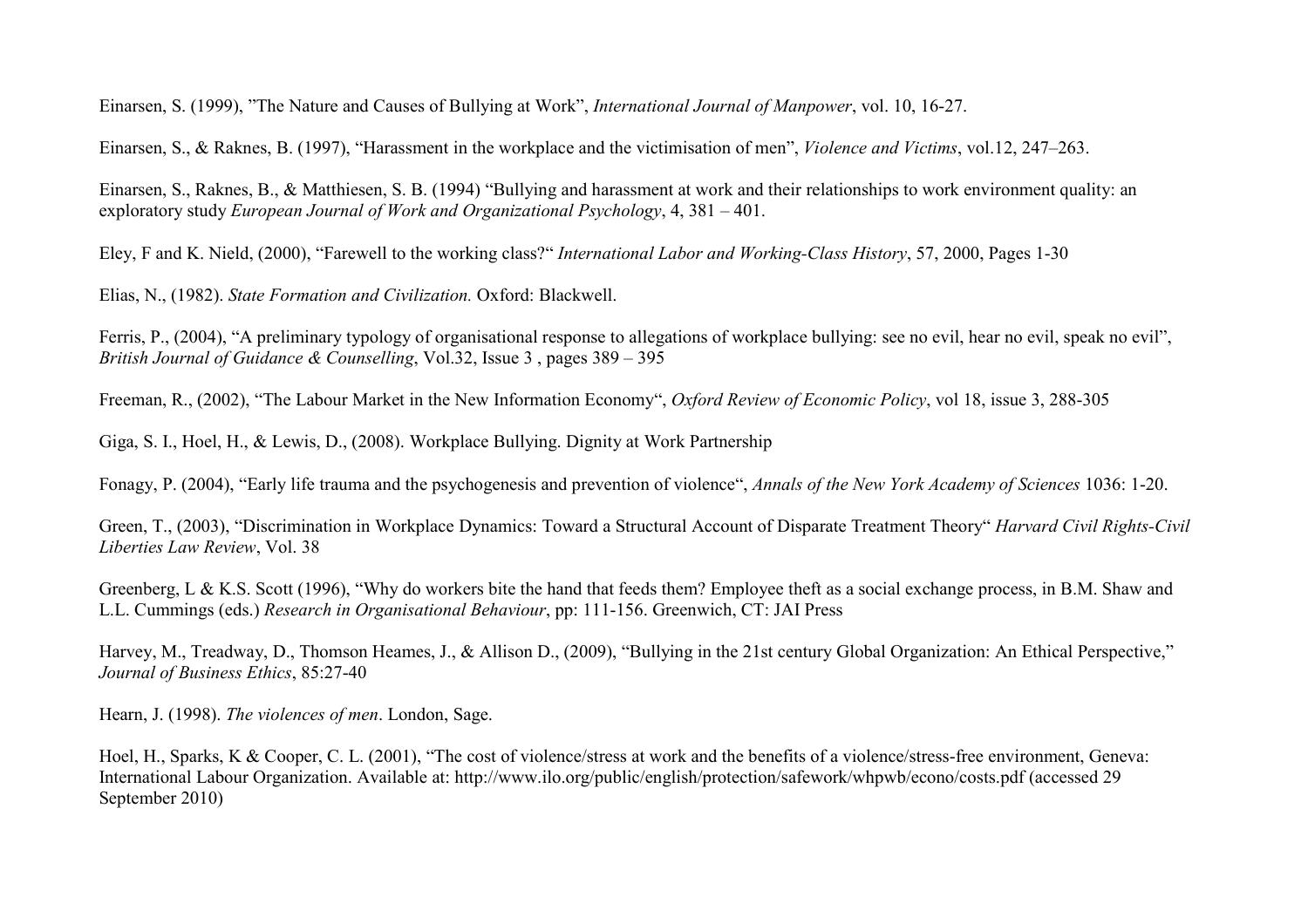Einarsen, S. (1999), ”The Nature and Causes of Bullying at Work”, *International Journal of Manpower*, vol. 10, 16-27.

Einarsen, S., & Raknes, B. (1997), “Harassment in the workplace and the victimisation of men”, *Violence and Victims*, vol.12, 247–263.

Einarsen, S., Raknes, B., & Matthiesen, S. B. (1994) “Bullying and harassment at work and their relationships to work environment quality: an exploratory study *European Journal of Work and Organizational Psychology*, 4, 381 – 401.

Eley, F and K. Nield, (2000), “Farewell to the working class?“ *International Labor and Working-Class History*, 57, 2000, Pages 1-30

Elias, N., (1982). *State Formation and Civilization.* Oxford: Blackwell.

Ferris, P., (2004), “A preliminary typology of organisational response to allegations of workplace bullying: see no evil, hear no evil, speak no evil”, *British Journal of Guidance & Counselling*, Vol.32, Issue 3 , pages 389 – 395

Freeman, R., (2002), “The Labour Market in the New Information Economy“, *Oxford Review of Economic Policy*, vol 18, issue 3, 288-305

Giga, S. I., Hoel, H., & Lewis, D., (2008). Workplace Bullying. Dignity at Work Partnership

Fonagy, P. (2004), “Early life trauma and the psychogenesis and prevention of violence“, *Annals of the New York Academy of Sciences* 1036: 1-20.

Green, T., (2003), “Discrimination in Workplace Dynamics: Toward a Structural Account of Disparate Treatment Theory“ *Harvard Civil Rights-Civil Liberties Law Review*, Vol. 38

Greenberg, L & K.S. Scott (1996), “Why do workers bite the hand that feeds them? Employee theft as a social exchange process, in B.M. Shaw and L.L. Cummings (eds.) *Research in Organisational Behaviour*, pp: 111-156. Greenwich, CT: JAI Press

Harvey, M., Treadway, D., Thomson Heames, J., & Allison D., (2009), “Bullying in the 21st century Global Organization: An Ethical Perspective,” *Journal of Business Ethics*, 85:27-40

Hearn, J. (1998). *The violences of men*. London, Sage.

Hoel, H., Sparks, K & Cooper, C. L. (2001), “The cost of violence/stress at work and the benefits of a violence/stress-free environment, Geneva: International Labour Organization. Available at: http://www.ilo.org/public/english/protection/safework/whpwb/econo/costs.pdf (accessed 29 September 2010)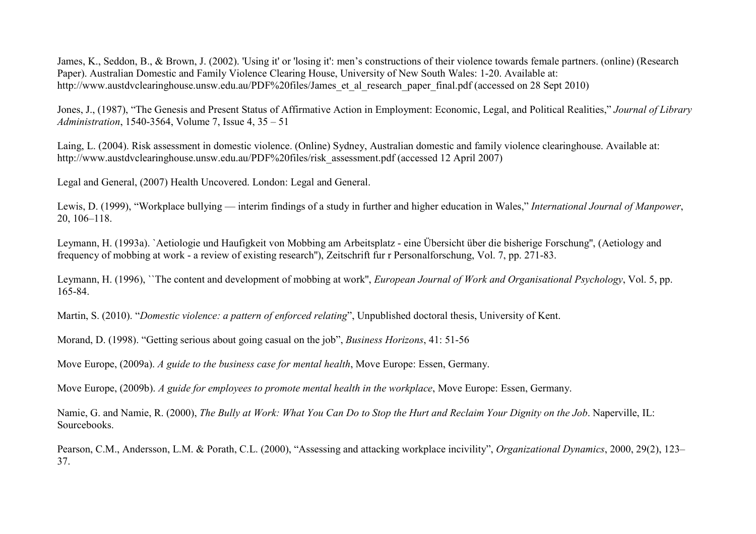James, K., Seddon, B., & Brown, J. (2002). 'Using it' or 'losing it': men's constructions of their violence towards female partners. (online) (Research Paper). Australian Domestic and Family Violence Clearing House, University of New South Wales: 1-20. Available at: http://www.austdvclearinghouse.unsw.edu.au/PDF%20files/James_et_al_research_paper_final.pdf (accessed on 28 Sept 2010)

Jones, J., (1987), "The Genesis and Present Status of Affirmative Action in Employment: Economic, Legal, and Political Realities," *Journal of Library Administration*, 1540-3564, Volume 7, Issue 4, 35 – 51

Laing, L. (2004). Risk assessment in domestic violence. (Online) Sydney, Australian domestic and family violence clearinghouse. Available at: http://www.austdvclearinghouse.unsw.edu.au/PDF%20files/risk_assessment.pdf (accessed 12 April 2007)

Legal and General, (2007) Health Uncovered. London: Legal and General.

Lewis, D. (1999), "Workplace bullying — interim findings of a study in further and higher education in Wales," *International Journal of Manpower*, 20, 106–118.

Leymann, H. (1993a). `Aetiologie und Haufigkeit von Mobbing am Arbeitsplatz - eine Übersicht über die bisherige Forschung'', (Aetiology and frequency of mobbing at work - a review of existing research''), Zeitschrift fur r Personalforschung, Vol. 7, pp. 271-83.

Leymann, H. (1996), ``The content and development of mobbing at work'', *European Journal of Work and Organisational Psychology*, Vol. 5, pp. 165-84.

Martin, S. (2010). "*Domestic violence: a pattern of enforced relating*", Unpublished doctoral thesis, University of Kent.

Morand, D. (1998). "Getting serious about going casual on the job", *Business Horizons*, 41: 51-56

Move Europe, (2009a). *A guide to the business case for mental health*, Move Europe: Essen, Germany.

Move Europe, (2009b). *A guide for employees to promote mental health in the workplace*, Move Europe: Essen, Germany.

Namie, G. and Namie, R. (2000), *The Bully at Work: What You Can Do to Stop the Hurt and Reclaim Your Dignity on the Job*. Naperville, IL: Sourcebooks.

Pearson, C.M., Andersson, L.M. & Porath, C.L. (2000), "Assessing and attacking workplace incivility", *Organizational Dynamics*, 2000, 29(2), 123–37.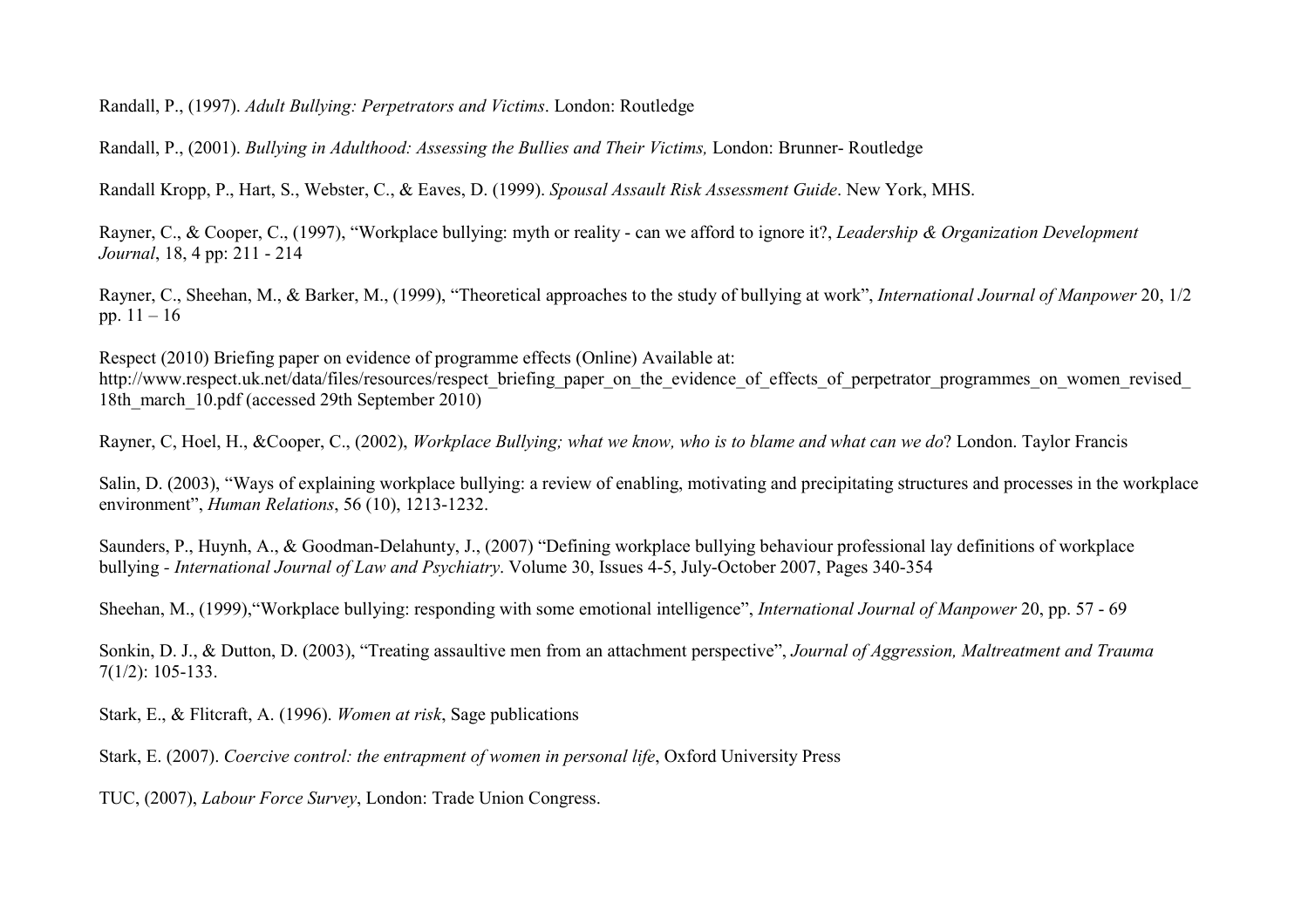Randall, P., (1997). *Adult Bullying: Perpetrators and Victims*. London: Routledge

Randall, P., (2001). *Bullying in Adulthood: Assessing the Bullies and Their Victims,* London: Brunner- Routledge

Randall Kropp, P., Hart, S., Webster, C., & Eaves, D. (1999). *Spousal Assault Risk Assessment Guide*. New York, MHS.

Rayner, C., & Cooper, C., (1997), "Workplace bullying: myth or reality - can we afford to ignore it?, *Leadership & Organization Development Journal*, 18, 4 pp: 211 - 214

Rayner, C., Sheehan, M., & Barker, M., (1999), "Theoretical approaches to the study of bullying at work", *International Journal of Manpower* 20, 1/2 pp. 11 – 16

Respect (2010) Briefing paper on evidence of programme effects (Online) Available at: http://www.respect.uk.net/data/files/resources/respect_briefing_paper_on_the_evidence_of_effects_of_perpetrator_programmes_on_women_revised_18th_march_10.pdf (accessed 29th September 2010)

Rayner, C, Hoel, H., &Cooper, C., (2002), *Workplace Bullying; what we know, who is to blame and what can we do*? London. Taylor Francis

Salin, D. (2003), "Ways of explaining workplace bullying: a review of enabling, motivating and precipitating structures and processes in the workplace environment", *Human Relations*, 56 (10), 1213-1232.

Saunders, P., Huynh, A., & Goodman-Delahunty, J., (2007) "Defining workplace bullying behaviour professional lay definitions of workplace bullying - *International Journal of Law and Psychiatry*. Volume 30, Issues 4-5, July-October 2007, Pages 340-354

Sheehan, M., (1999),"Workplace bullying: responding with some emotional intelligence", *International Journal of Manpower* 20, pp. 57 - 69

Sonkin, D. J., & Dutton, D. (2003), "Treating assaultive men from an attachment perspective", *Journal of Aggression, Maltreatment and Trauma* 7(1/2): 105-133.

Stark, E., & Flitcraft, A. (1996). *Women at risk*, Sage publications

Stark, E. (2007). *Coercive control: the entrapment of women in personal life*, Oxford University Press

TUC, (2007), *Labour Force Survey*, London: Trade Union Congress.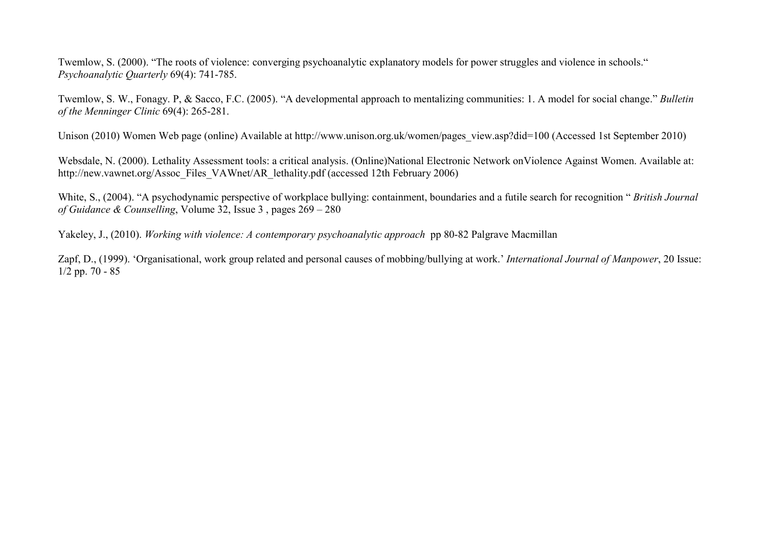Twemlow, S. (2000). "The roots of violence: converging psychoanalytic explanatory models for power struggles and violence in schools." *Psychoanalytic Quarterly* 69(4): 741-785.

Twemlow, S. W., Fonagy. P, & Sacco, F.C. (2005). "A developmental approach to mentalizing communities: 1. A model for social change." *Bulletin of the Menninger Clinic* 69(4): 265-281.

Unison (2010) Women Web page (online) Available at http://www.unison.org.uk/women/pages_view.asp?did=100 (Accessed 1st September 2010)

Websdale, N. (2000). Lethality Assessment tools: a critical analysis. (Online)National Electronic Network onViolence Against Women. Available at: http://new.vawnet.org/Assoc_Files_VAWnet/AR_lethality.pdf (accessed 12th February 2006)

White, S., (2004). "A psychodynamic perspective of workplace bullying: containment, boundaries and a futile search for recognition " *British Journal of Guidance & Counselling*, Volume 32, Issue 3 , pages 269 – 280

Yakeley, J., (2010). *Working with violence: A contemporary psychoanalytic approach* pp 80-82 Palgrave Macmillan

Zapf, D., (1999). 'Organisational, work group related and personal causes of mobbing/bullying at work.' *International Journal of Manpower*, 20 Issue: 1/2 pp. 70 - 85